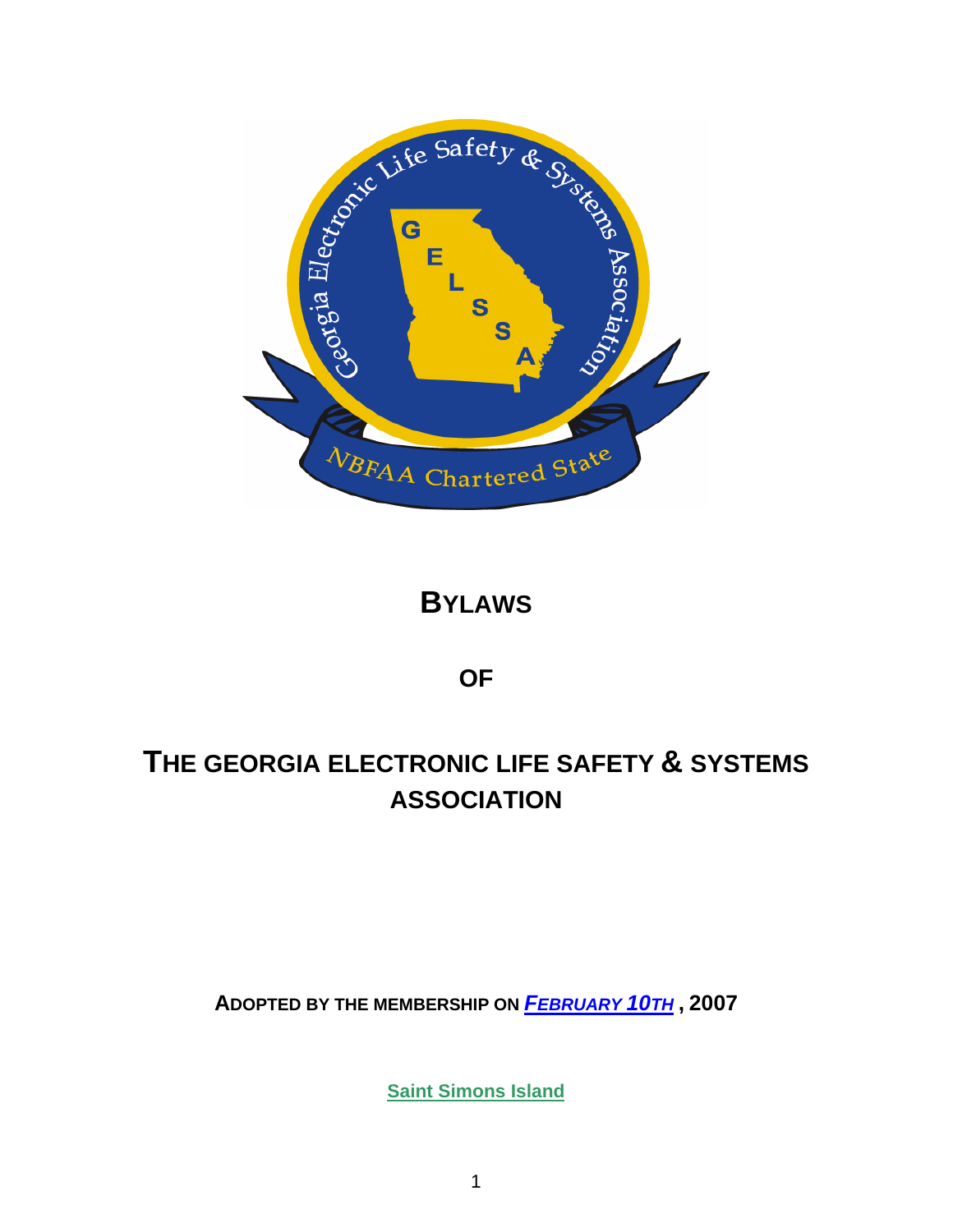# BYLAWS

## OF

# THE GEORGIA ELECTRONIC LIFE SAFETY & SYSTEMS ASSOCIATION

**ADOPTED BY THE MEMBERSHIP ON *FEBRUARY 10TH* , 2007**

**Saint Simons Island**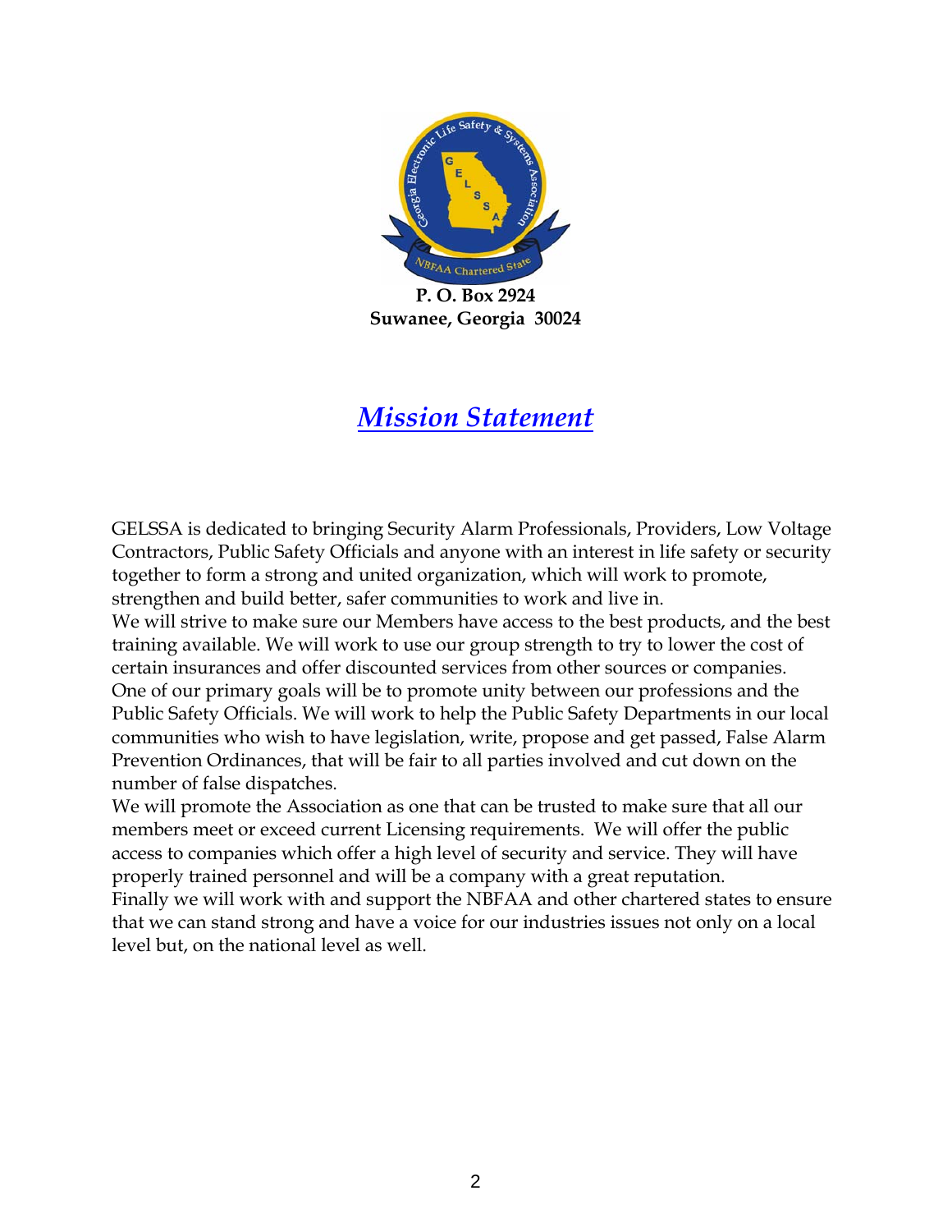**P. O. Box 2924**
**Suwanee, Georgia 30024**

# *Mission Statement*

GELSSA is dedicated to bringing Security Alarm Professionals, Providers, Low Voltage Contractors, Public Safety Officials and anyone with an interest in life safety or security together to form a strong and united organization, which will work to promote, strengthen and build better, safer communities to work and live in.

We will strive to make sure our Members have access to the best products, and the best training available. We will work to use our group strength to try to lower the cost of certain insurances and offer discounted services from other sources or companies.

One of our primary goals will be to promote unity between our professions and the Public Safety Officials. We will work to help the Public Safety Departments in our local communities who wish to have legislation, write, propose and get passed, False Alarm Prevention Ordinances, that will be fair to all parties involved and cut down on the number of false dispatches.

We will promote the Association as one that can be trusted to make sure that all our members meet or exceed current Licensing requirements. We will offer the public access to companies which offer a high level of security and service. They will have properly trained personnel and will be a company with a great reputation.

Finally we will work with and support the NBFAA and other chartered states to ensure that we can stand strong and have a voice for our industries issues not only on a local level but, on the national level as well.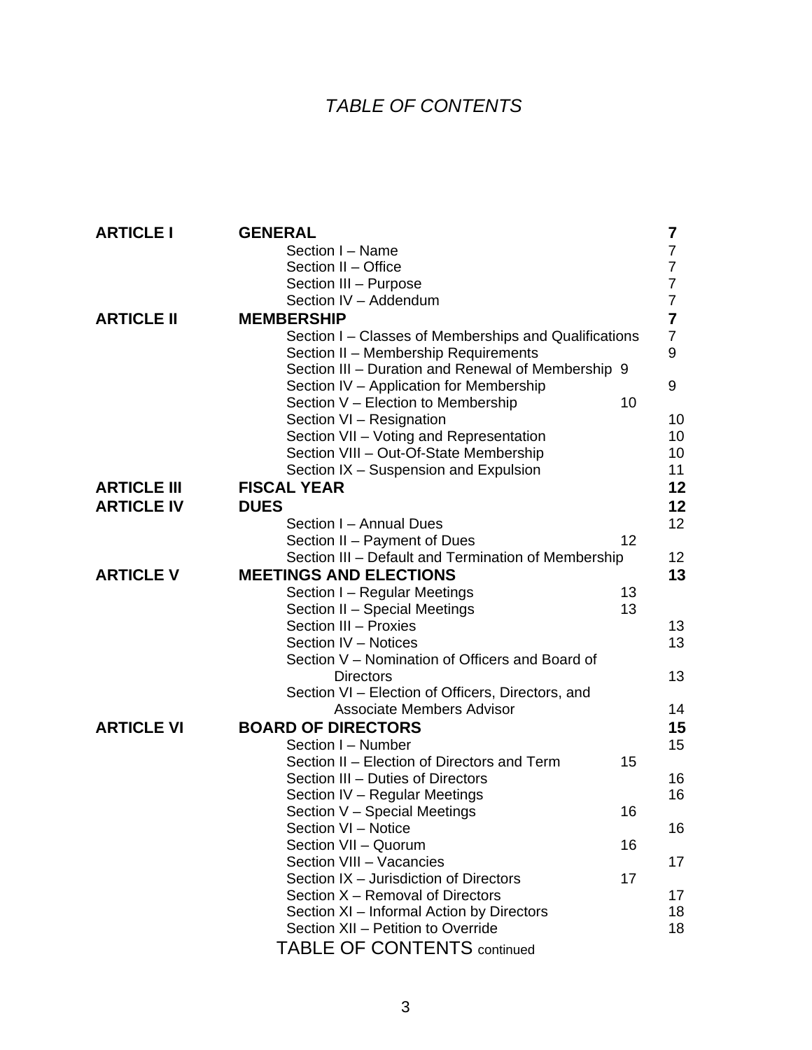*TABLE OF CONTENTS*

| | | |
|---|---|---|
| **ARTICLE I** | **GENERAL** | **7** |
| | Section I – Name | 7 |
| | Section II – Office | 7 |
| | Section III – Purpose | 7 |
| | Section IV – Addendum | 7 |
| **ARTICLE II** | **MEMBERSHIP** | **7** |
| | Section I – Classes of Memberships and Qualifications | 7 |
| | Section II – Membership Requirements | 9 |
| | Section III – Duration and Renewal of Membership | 9 |
| | Section IV – Application for Membership | 9 |
| | Section V – Election to Membership | 10 |
| | Section VI – Resignation | 10 |
| | Section VII – Voting and Representation | 10 |
| | Section VIII – Out-Of-State Membership | 10 |
| | Section IX – Suspension and Expulsion | 11 |
| **ARTICLE III** | **FISCAL YEAR** | **12** |
| **ARTICLE IV** | **DUES** | **12** |
| | Section I – Annual Dues | 12 |
| | Section II – Payment of Dues | 12 |
| | Section III – Default and Termination of Membership | 12 |
| **ARTICLE V** | **MEETINGS AND ELECTIONS** | **13** |
| | Section I – Regular Meetings | 13 |
| | Section II – Special Meetings | 13 |
| | Section III – Proxies | 13 |
| | Section IV – Notices | 13 |
| | Section V – Nomination of Officers and Board of Directors | 13 |
| | Section VI – Election of Officers, Directors, and Associate Members Advisor | 14 |
| **ARTICLE VI** | **BOARD OF DIRECTORS** | **15** |
| | Section I – Number | 15 |
| | Section II – Election of Directors and Term | 15 |
| | Section III – Duties of Directors | 16 |
| | Section IV – Regular Meetings | 16 |
| | Section V – Special Meetings | 16 |
| | Section VI – Notice | 16 |
| | Section VII – Quorum | 16 |
| | Section VIII – Vacancies | 17 |
| | Section IX – Jurisdiction of Directors | 17 |
| | Section X – Removal of Directors | 17 |
| | Section XI – Informal Action by Directors | 18 |
| | Section XII – Petition to Override | 18 |

TABLE OF CONTENTS continued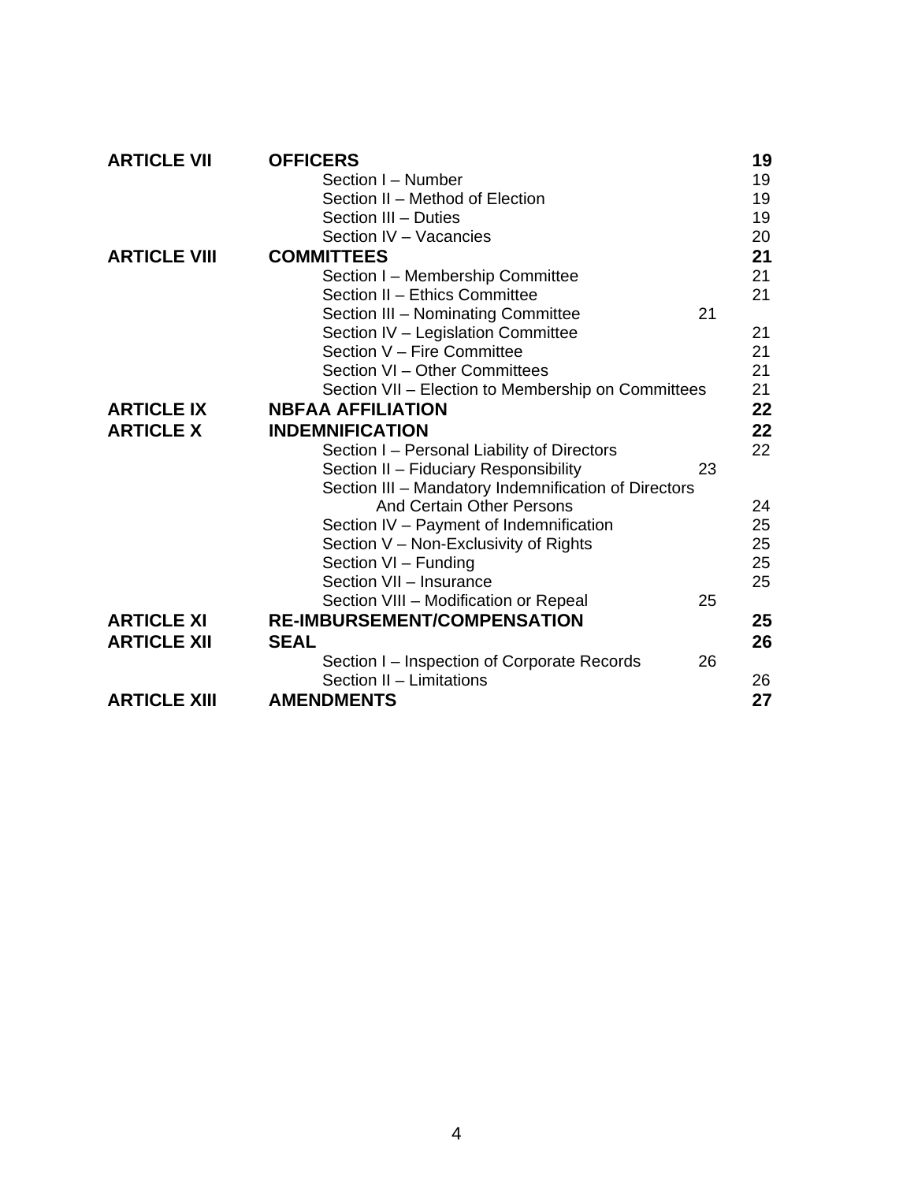| | | |
|---|---|---|
| **ARTICLE VII** | **OFFICERS** | **19** |
| | Section I – Number | 19 |
| | Section II – Method of Election | 19 |
| | Section III – Duties | 19 |
| | Section IV – Vacancies | 20 |
| **ARTICLE VIII** | **COMMITTEES** | **21** |
| | Section I – Membership Committee | 21 |
| | Section II – Ethics Committee | 21 |
| | Section III – Nominating Committee | 21 |
| | Section IV – Legislation Committee | 21 |
| | Section V – Fire Committee | 21 |
| | Section VI – Other Committees | 21 |
| | Section VII – Election to Membership on Committees | 21 |
| **ARTICLE IX** | **NBFAA AFFILIATION** | **22** |
| **ARTICLE X** | **INDEMNIFICATION** | **22** |
| | Section I – Personal Liability of Directors | 22 |
| | Section II – Fiduciary Responsibility | 23 |
| | Section III – Mandatory Indemnification of Directors And Certain Other Persons | 24 |
| | Section IV – Payment of Indemnification | 25 |
| | Section V – Non-Exclusivity of Rights | 25 |
| | Section VI – Funding | 25 |
| | Section VII – Insurance | 25 |
| | Section VIII – Modification or Repeal | 25 |
| **ARTICLE XI** | **RE-IMBURSEMENT/COMPENSATION** | **25** |
| **ARTICLE XII** | **SEAL** | **26** |
| | Section I – Inspection of Corporate Records | 26 |
| | Section II – Limitations | 26 |
| **ARTICLE XIII** | **AMENDMENTS** | **27** |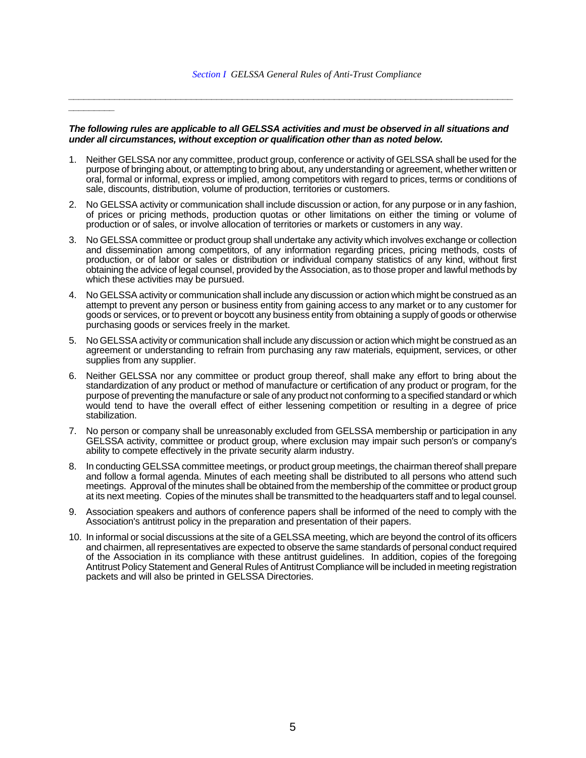## *Section I GELSSA General Rules of Anti-Trust Compliance*

---

***The following rules are applicable to all GELSSA activities and must be observed in all situations and under all circumstances, without exception or qualification other than as noted below.***

1. Neither GELSSA nor any committee, product group, conference or activity of GELSSA shall be used for the purpose of bringing about, or attempting to bring about, any understanding or agreement, whether written or oral, formal or informal, express or implied, among competitors with regard to prices, terms or conditions of sale, discounts, distribution, volume of production, territories or customers.

2. No GELSSA activity or communication shall include discussion or action, for any purpose or in any fashion, of prices or pricing methods, production quotas or other limitations on either the timing or volume of production or of sales, or involve allocation of territories or markets or customers in any way.

3. No GELSSA committee or product group shall undertake any activity which involves exchange or collection and dissemination among competitors, of any information regarding prices, pricing methods, costs of production, or of labor or sales or distribution or individual company statistics of any kind, without first obtaining the advice of legal counsel, provided by the Association, as to those proper and lawful methods by which these activities may be pursued.

4. No GELSSA activity or communication shall include any discussion or action which might be construed as an attempt to prevent any person or business entity from gaining access to any market or to any customer for goods or services, or to prevent or boycott any business entity from obtaining a supply of goods or otherwise purchasing goods or services freely in the market.

5. No GELSSA activity or communication shall include any discussion or action which might be construed as an agreement or understanding to refrain from purchasing any raw materials, equipment, services, or other supplies from any supplier.

6. Neither GELSSA nor any committee or product group thereof, shall make any effort to bring about the standardization of any product or method of manufacture or certification of any product or program, for the purpose of preventing the manufacture or sale of any product not conforming to a specified standard or which would tend to have the overall effect of either lessening competition or resulting in a degree of price stabilization.

7. No person or company shall be unreasonably excluded from GELSSA membership or participation in any GELSSA activity, committee or product group, where exclusion may impair such person's or company's ability to compete effectively in the private security alarm industry.

8. In conducting GELSSA committee meetings, or product group meetings, the chairman thereof shall prepare and follow a formal agenda. Minutes of each meeting shall be distributed to all persons who attend such meetings. Approval of the minutes shall be obtained from the membership of the committee or product group at its next meeting. Copies of the minutes shall be transmitted to the headquarters staff and to legal counsel.

9. Association speakers and authors of conference papers shall be informed of the need to comply with the Association's antitrust policy in the preparation and presentation of their papers.

10. In informal or social discussions at the site of a GELSSA meeting, which are beyond the control of its officers and chairmen, all representatives are expected to observe the same standards of personal conduct required of the Association in its compliance with these antitrust guidelines. In addition, copies of the foregoing Antitrust Policy Statement and General Rules of Antitrust Compliance will be included in meeting registration packets and will also be printed in GELSSA Directories.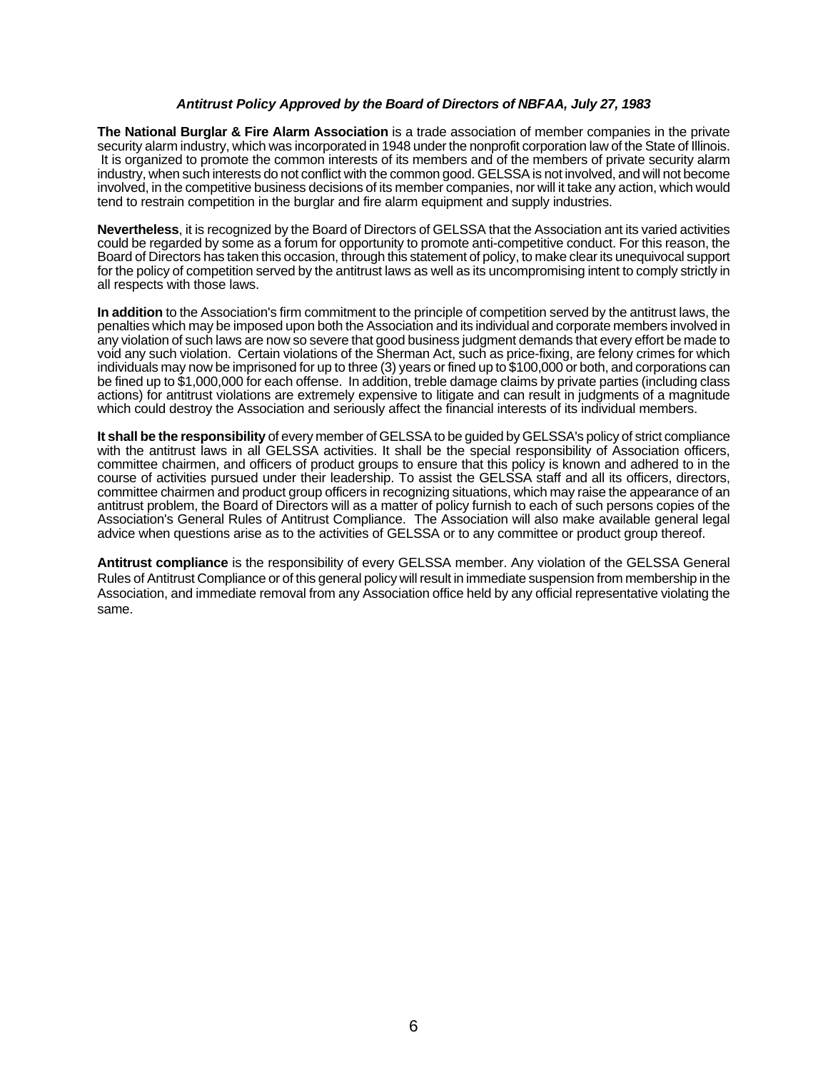***Antitrust Policy Approved by the Board of Directors of NBFAA, July 27, 1983***

**The National Burglar & Fire Alarm Association** is a trade association of member companies in the private security alarm industry, which was incorporated in 1948 under the nonprofit corporation law of the State of Illinois. It is organized to promote the common interests of its members and of the members of private security alarm industry, when such interests do not conflict with the common good. GELSSA is not involved, and will not become involved, in the competitive business decisions of its member companies, nor will it take any action, which would tend to restrain competition in the burglar and fire alarm equipment and supply industries.

**Nevertheless**, it is recognized by the Board of Directors of GELSSA that the Association ant its varied activities could be regarded by some as a forum for opportunity to promote anti-competitive conduct. For this reason, the Board of Directors has taken this occasion, through this statement of policy, to make clear its unequivocal support for the policy of competition served by the antitrust laws as well as its uncompromising intent to comply strictly in all respects with those laws.

**In addition** to the Association's firm commitment to the principle of competition served by the antitrust laws, the penalties which may be imposed upon both the Association and its individual and corporate members involved in any violation of such laws are now so severe that good business judgment demands that every effort be made to void any such violation. Certain violations of the Sherman Act, such as price-fixing, are felony crimes for which individuals may now be imprisoned for up to three (3) years or fined up to $100,000 or both, and corporations can be fined up to $1,000,000 for each offense. In addition, treble damage claims by private parties (including class actions) for antitrust violations are extremely expensive to litigate and can result in judgments of a magnitude which could destroy the Association and seriously affect the financial interests of its individual members.

**It shall be the responsibility** of every member of GELSSA to be guided by GELSSA's policy of strict compliance with the antitrust laws in all GELSSA activities. It shall be the special responsibility of Association officers, committee chairmen, and officers of product groups to ensure that this policy is known and adhered to in the course of activities pursued under their leadership. To assist the GELSSA staff and all its officers, directors, committee chairmen and product group officers in recognizing situations, which may raise the appearance of an antitrust problem, the Board of Directors will as a matter of policy furnish to each of such persons copies of the Association's General Rules of Antitrust Compliance. The Association will also make available general legal advice when questions arise as to the activities of GELSSA or to any committee or product group thereof.

**Antitrust compliance** is the responsibility of every GELSSA member. Any violation of the GELSSA General Rules of Antitrust Compliance or of this general policy will result in immediate suspension from membership in the Association, and immediate removal from any Association office held by any official representative violating the same.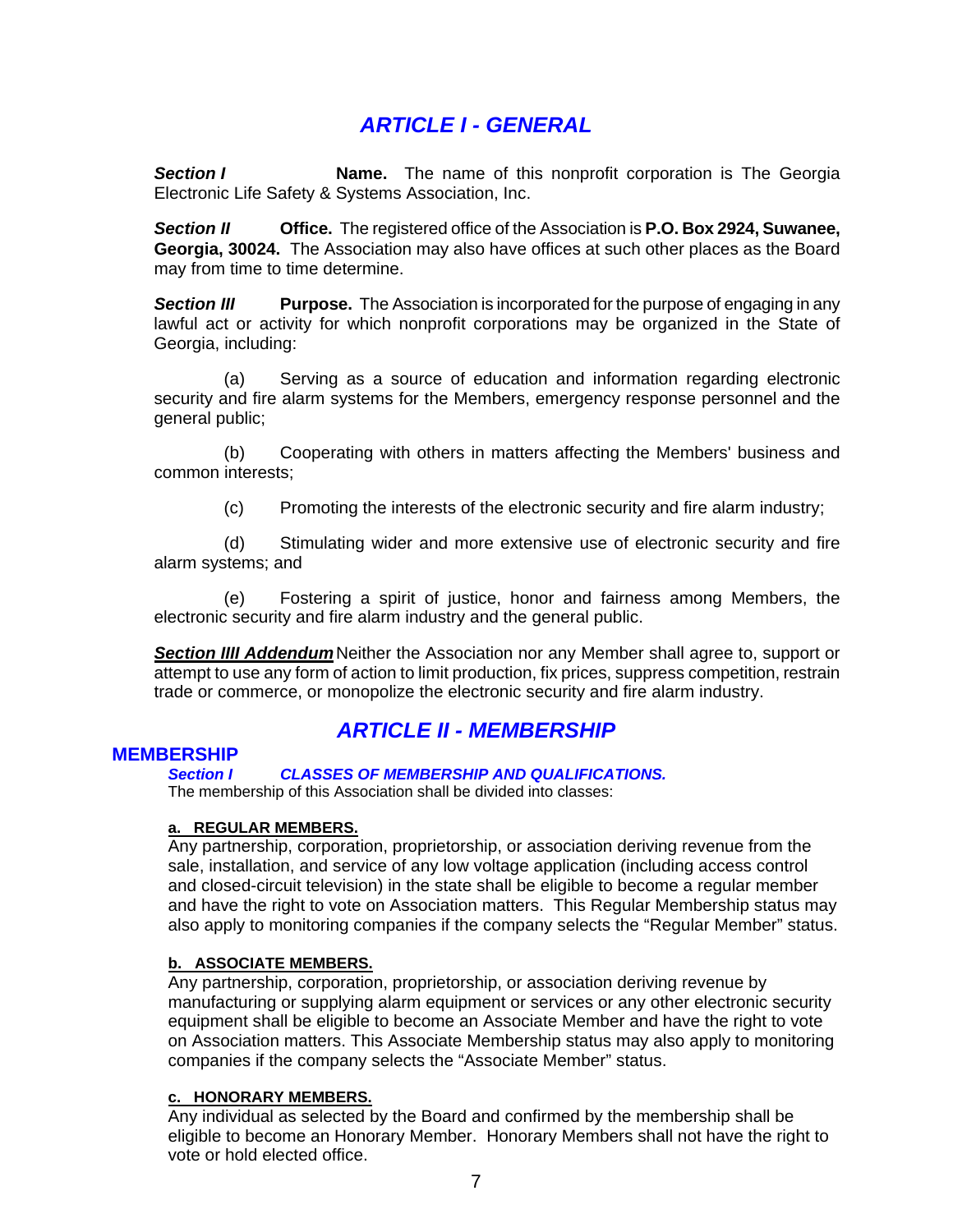## *ARTICLE I - GENERAL*

***Section I*** **Name.** The name of this nonprofit corporation is The Georgia Electronic Life Safety & Systems Association, Inc.

***Section II*** **Office.** The registered office of the Association is **P.O. Box 2924, Suwanee, Georgia, 30024.** The Association may also have offices at such other places as the Board may from time to time determine.

***Section III*** **Purpose.** The Association is incorporated for the purpose of engaging in any lawful act or activity for which nonprofit corporations may be organized in the State of Georgia, including:

(a) Serving as a source of education and information regarding electronic security and fire alarm systems for the Members, emergency response personnel and the general public;

(b) Cooperating with others in matters affecting the Members' business and common interests;

(c) Promoting the interests of the electronic security and fire alarm industry;

(d) Stimulating wider and more extensive use of electronic security and fire alarm systems; and

(e) Fostering a spirit of justice, honor and fairness among Members, the electronic security and fire alarm industry and the general public.

***Section IIII Addendum*** Neither the Association nor any Member shall agree to, support or attempt to use any form of action to limit production, fix prices, suppress competition, restrain trade or commerce, or monopolize the electronic security and fire alarm industry.

## *ARTICLE II - MEMBERSHIP*

### MEMBERSHIP

***Section I*** ***CLASSES OF MEMBERSHIP AND QUALIFICATIONS.***
The membership of this Association shall be divided into classes:

**a. REGULAR MEMBERS.**
Any partnership, corporation, proprietorship, or association deriving revenue from the sale, installation, and service of any low voltage application (including access control and closed-circuit television) in the state shall be eligible to become a regular member and have the right to vote on Association matters. This Regular Membership status may also apply to monitoring companies if the company selects the "Regular Member" status.

**b. ASSOCIATE MEMBERS.**
Any partnership, corporation, proprietorship, or association deriving revenue by manufacturing or supplying alarm equipment or services or any other electronic security equipment shall be eligible to become an Associate Member and have the right to vote on Association matters. This Associate Membership status may also apply to monitoring companies if the company selects the "Associate Member" status.

**c. HONORARY MEMBERS.**
Any individual as selected by the Board and confirmed by the membership shall be eligible to become an Honorary Member. Honorary Members shall not have the right to vote or hold elected office.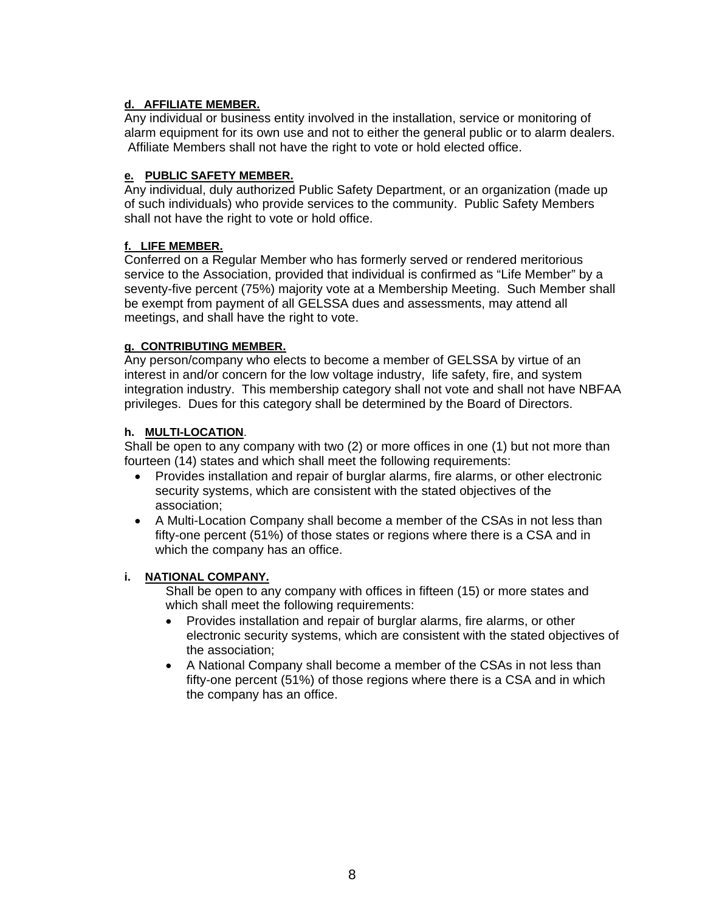**d. <u>AFFILIATE MEMBER.</u>**
Any individual or business entity involved in the installation, service or monitoring of alarm equipment for its own use and not to either the general public or to alarm dealers. Affiliate Members shall not have the right to vote or hold elected office.

**e. <u>PUBLIC SAFETY MEMBER.</u>**
Any individual, duly authorized Public Safety Department, or an organization (made up of such individuals) who provide services to the community. Public Safety Members shall not have the right to vote or hold office.

**f. <u>LIFE MEMBER.</u>**
Conferred on a Regular Member who has formerly served or rendered meritorious service to the Association, provided that individual is confirmed as "Life Member" by a seventy-five percent (75%) majority vote at a Membership Meeting. Such Member shall be exempt from payment of all GELSSA dues and assessments, may attend all meetings, and shall have the right to vote.

**g. <u>CONTRIBUTING MEMBER.</u>**
Any person/company who elects to become a member of GELSSA by virtue of an interest in and/or concern for the low voltage industry, life safety, fire, and system integration industry. This membership category shall not vote and shall not have NBFAA privileges. Dues for this category shall be determined by the Board of Directors.

**h. <u>MULTI-LOCATION</u>**.
Shall be open to any company with two (2) or more offices in one (1) but not more than fourteen (14) states and which shall meet the following requirements:

- Provides installation and repair of burglar alarms, fire alarms, or other electronic security systems, which are consistent with the stated objectives of the association;
- A Multi-Location Company shall become a member of the CSAs in not less than fifty-one percent (51%) of those states or regions where there is a CSA and in which the company has an office.

**i. <u>NATIONAL COMPANY.</u>**
Shall be open to any company with offices in fifteen (15) or more states and which shall meet the following requirements:

- Provides installation and repair of burglar alarms, fire alarms, or other electronic security systems, which are consistent with the stated objectives of the association;
- A National Company shall become a member of the CSAs in not less than fifty-one percent (51%) of those regions where there is a CSA and in which the company has an office.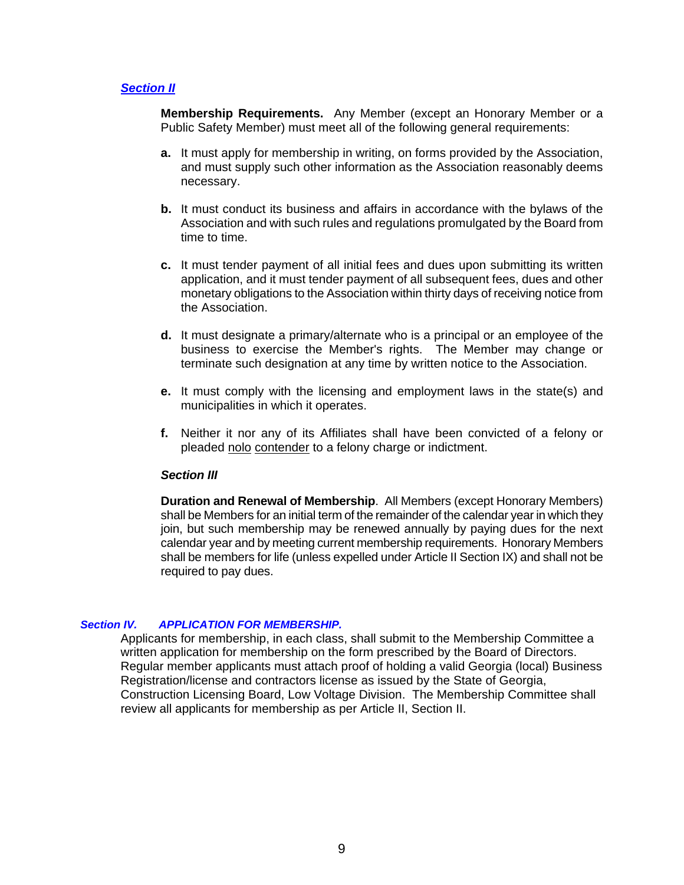### *Section II*

**Membership Requirements.** Any Member (except an Honorary Member or a Public Safety Member) must meet all of the following general requirements:

**a.** It must apply for membership in writing, on forms provided by the Association, and must supply such other information as the Association reasonably deems necessary.

**b.** It must conduct its business and affairs in accordance with the bylaws of the Association and with such rules and regulations promulgated by the Board from time to time.

**c.** It must tender payment of all initial fees and dues upon submitting its written application, and it must tender payment of all subsequent fees, dues and other monetary obligations to the Association within thirty days of receiving notice from the Association.

**d.** It must designate a primary/alternate who is a principal or an employee of the business to exercise the Member's rights. The Member may change or terminate such designation at any time by written notice to the Association.

**e.** It must comply with the licensing and employment laws in the state(s) and municipalities in which it operates.

**f.** Neither it nor any of its Affiliates shall have been convicted of a felony or pleaded nolo contender to a felony charge or indictment.

### *Section III*

**Duration and Renewal of Membership**. All Members (except Honorary Members) shall be Members for an initial term of the remainder of the calendar year in which they join, but such membership may be renewed annually by paying dues for the next calendar year and by meeting current membership requirements. Honorary Members shall be members for life (unless expelled under Article II Section IX) and shall not be required to pay dues.

### *Section IV. APPLICATION FOR MEMBERSHIP.*

Applicants for membership, in each class, shall submit to the Membership Committee a written application for membership on the form prescribed by the Board of Directors. Regular member applicants must attach proof of holding a valid Georgia (local) Business Registration/license and contractors license as issued by the State of Georgia, Construction Licensing Board, Low Voltage Division. The Membership Committee shall review all applicants for membership as per Article II, Section II.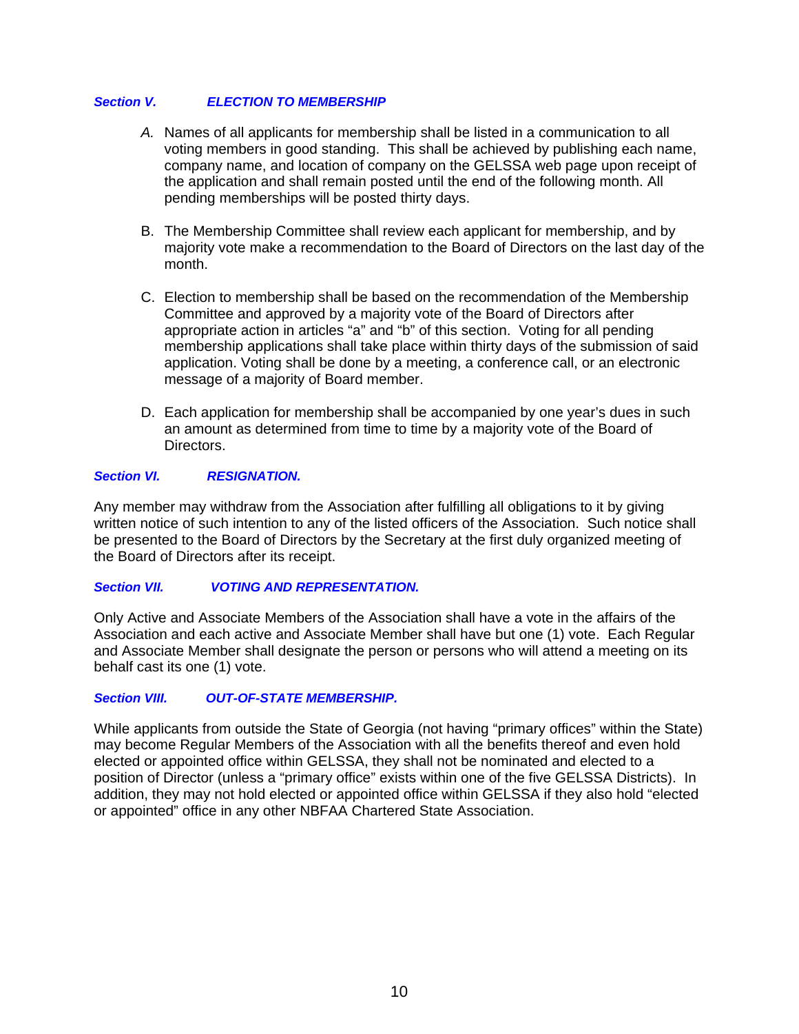### *Section V. ELECTION TO MEMBERSHIP*

*A.* Names of all applicants for membership shall be listed in a communication to all voting members in good standing. This shall be achieved by publishing each name, company name, and location of company on the GELSSA web page upon receipt of the application and shall remain posted until the end of the following month. All pending memberships will be posted thirty days.

B. The Membership Committee shall review each applicant for membership, and by majority vote make a recommendation to the Board of Directors on the last day of the month.

C. Election to membership shall be based on the recommendation of the Membership Committee and approved by a majority vote of the Board of Directors after appropriate action in articles "a" and "b" of this section. Voting for all pending membership applications shall take place within thirty days of the submission of said application. Voting shall be done by a meeting, a conference call, or an electronic message of a majority of Board member.

D. Each application for membership shall be accompanied by one year's dues in such an amount as determined from time to time by a majority vote of the Board of Directors.

### *Section VI. RESIGNATION.*

Any member may withdraw from the Association after fulfilling all obligations to it by giving written notice of such intention to any of the listed officers of the Association. Such notice shall be presented to the Board of Directors by the Secretary at the first duly organized meeting of the Board of Directors after its receipt.

### *Section VII. VOTING AND REPRESENTATION.*

Only Active and Associate Members of the Association shall have a vote in the affairs of the Association and each active and Associate Member shall have but one (1) vote. Each Regular and Associate Member shall designate the person or persons who will attend a meeting on its behalf cast its one (1) vote.

### *Section VIII. OUT-OF-STATE MEMBERSHIP.*

While applicants from outside the State of Georgia (not having "primary offices" within the State) may become Regular Members of the Association with all the benefits thereof and even hold elected or appointed office within GELSSA, they shall not be nominated and elected to a position of Director (unless a "primary office" exists within one of the five GELSSA Districts). In addition, they may not hold elected or appointed office within GELSSA if they also hold "elected or appointed" office in any other NBFAA Chartered State Association.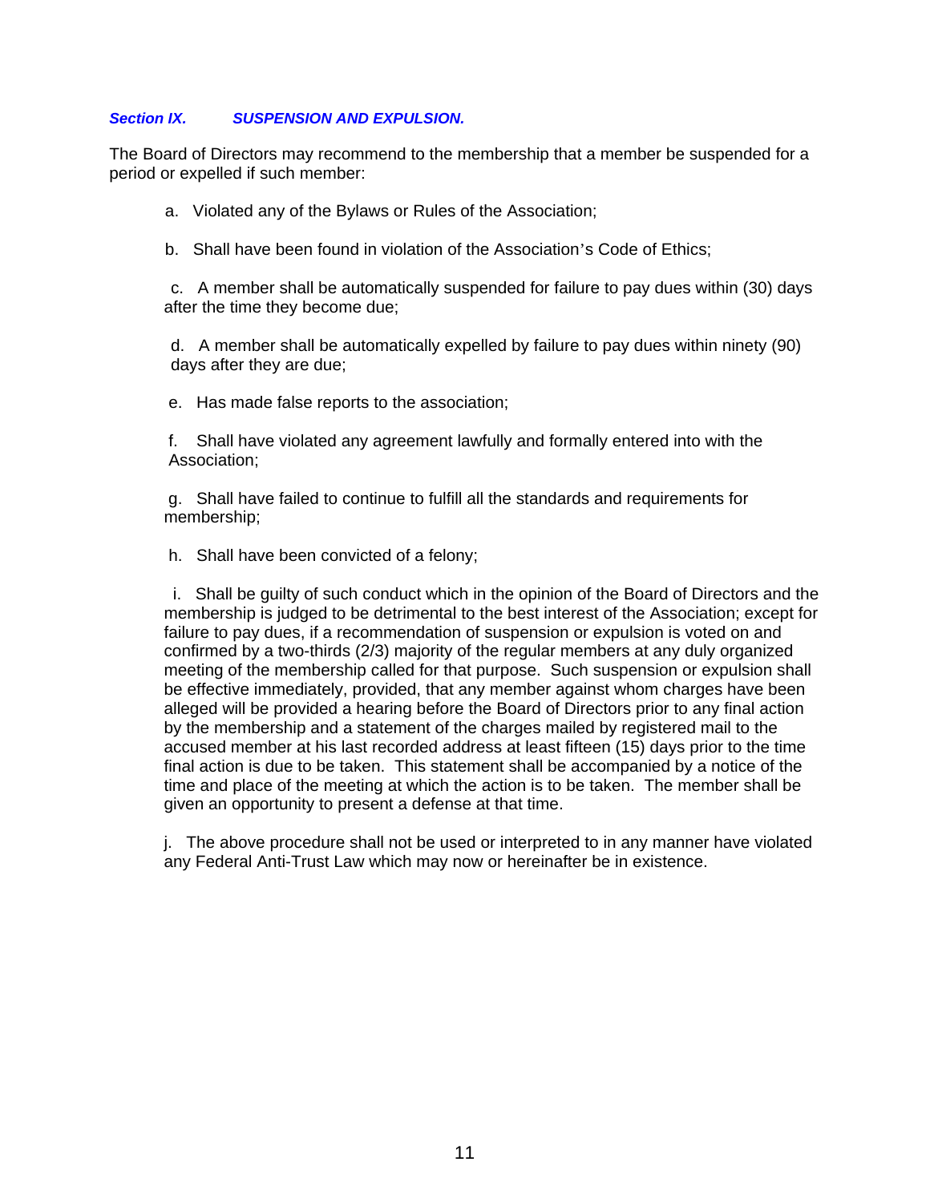### *Section IX. SUSPENSION AND EXPULSION.*

The Board of Directors may recommend to the membership that a member be suspended for a period or expelled if such member:

a. Violated any of the Bylaws or Rules of the Association;

b. Shall have been found in violation of the Association's Code of Ethics;

c. A member shall be automatically suspended for failure to pay dues within (30) days after the time they become due;

d. A member shall be automatically expelled by failure to pay dues within ninety (90) days after they are due;

e. Has made false reports to the association;

f. Shall have violated any agreement lawfully and formally entered into with the Association;

g. Shall have failed to continue to fulfill all the standards and requirements for membership;

h. Shall have been convicted of a felony;

i. Shall be guilty of such conduct which in the opinion of the Board of Directors and the membership is judged to be detrimental to the best interest of the Association; except for failure to pay dues, if a recommendation of suspension or expulsion is voted on and confirmed by a two-thirds (2/3) majority of the regular members at any duly organized meeting of the membership called for that purpose. Such suspension or expulsion shall be effective immediately, provided, that any member against whom charges have been alleged will be provided a hearing before the Board of Directors prior to any final action by the membership and a statement of the charges mailed by registered mail to the accused member at his last recorded address at least fifteen (15) days prior to the time final action is due to be taken. This statement shall be accompanied by a notice of the time and place of the meeting at which the action is to be taken. The member shall be given an opportunity to present a defense at that time.

j. The above procedure shall not be used or interpreted to in any manner have violated any Federal Anti-Trust Law which may now or hereinafter be in existence.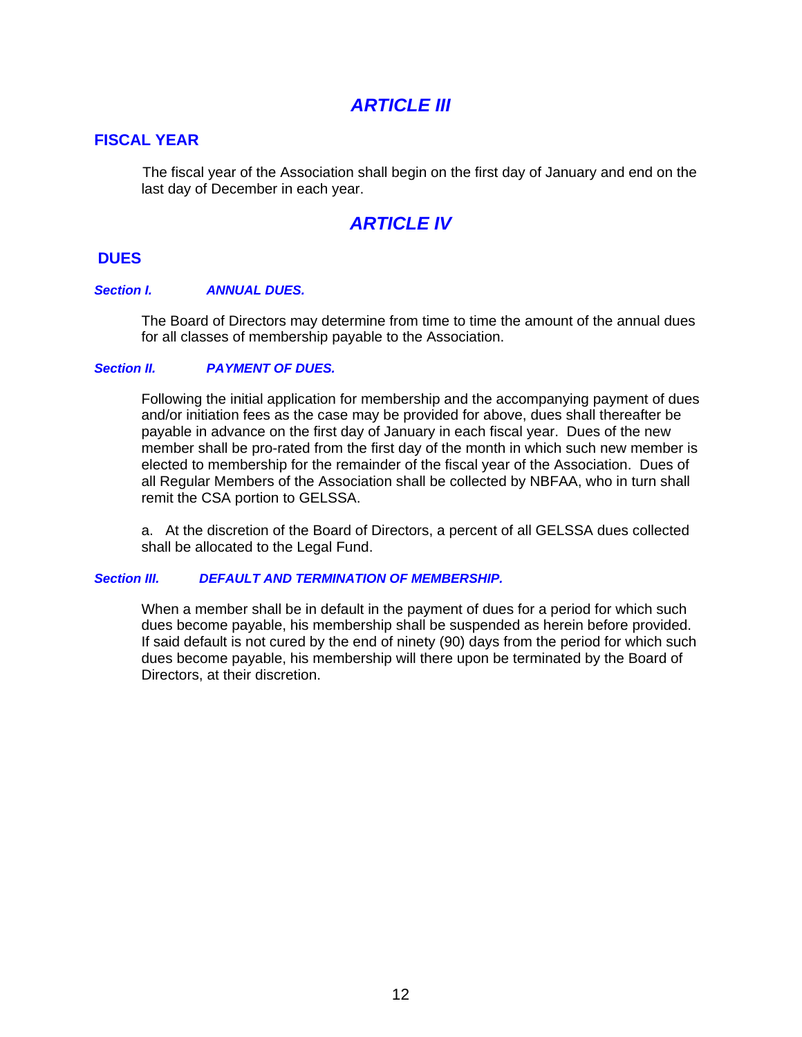# *ARTICLE III*

## FISCAL YEAR

The fiscal year of the Association shall begin on the first day of January and end on the last day of December in each year.

# *ARTICLE IV*

## DUES

### *Section I. ANNUAL DUES.*

The Board of Directors may determine from time to time the amount of the annual dues for all classes of membership payable to the Association.

### *Section II. PAYMENT OF DUES.*

Following the initial application for membership and the accompanying payment of dues and/or initiation fees as the case may be provided for above, dues shall thereafter be payable in advance on the first day of January in each fiscal year. Dues of the new member shall be pro-rated from the first day of the month in which such new member is elected to membership for the remainder of the fiscal year of the Association. Dues of all Regular Members of the Association shall be collected by NBFAA, who in turn shall remit the CSA portion to GELSSA.

a. At the discretion of the Board of Directors, a percent of all GELSSA dues collected shall be allocated to the Legal Fund.

### *Section III. DEFAULT AND TERMINATION OF MEMBERSHIP.*

When a member shall be in default in the payment of dues for a period for which such dues become payable, his membership shall be suspended as herein before provided. If said default is not cured by the end of ninety (90) days from the period for which such dues become payable, his membership will there upon be terminated by the Board of Directors, at their discretion.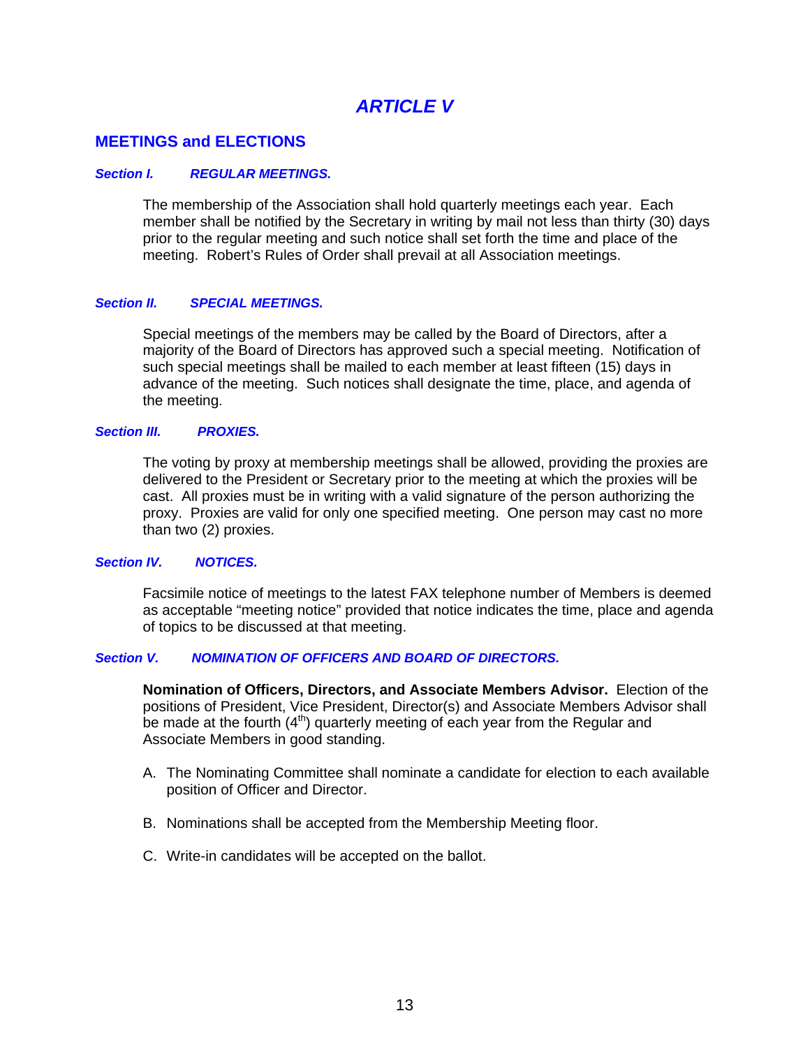# *ARTICLE V*

## MEETINGS and ELECTIONS

### *Section I. REGULAR MEETINGS.*

The membership of the Association shall hold quarterly meetings each year. Each member shall be notified by the Secretary in writing by mail not less than thirty (30) days prior to the regular meeting and such notice shall set forth the time and place of the meeting. Robert's Rules of Order shall prevail at all Association meetings.

### *Section II. SPECIAL MEETINGS.*

Special meetings of the members may be called by the Board of Directors, after a majority of the Board of Directors has approved such a special meeting. Notification of such special meetings shall be mailed to each member at least fifteen (15) days in advance of the meeting. Such notices shall designate the time, place, and agenda of the meeting.

### *Section III. PROXIES.*

The voting by proxy at membership meetings shall be allowed, providing the proxies are delivered to the President or Secretary prior to the meeting at which the proxies will be cast. All proxies must be in writing with a valid signature of the person authorizing the proxy. Proxies are valid for only one specified meeting. One person may cast no more than two (2) proxies.

### *Section IV. NOTICES.*

Facsimile notice of meetings to the latest FAX telephone number of Members is deemed as acceptable "meeting notice" provided that notice indicates the time, place and agenda of topics to be discussed at that meeting.

### *Section V. NOMINATION OF OFFICERS AND BOARD OF DIRECTORS.*

**Nomination of Officers, Directors, and Associate Members Advisor.** Election of the positions of President, Vice President, Director(s) and Associate Members Advisor shall be made at the fourth (4th) quarterly meeting of each year from the Regular and Associate Members in good standing.

A. The Nominating Committee shall nominate a candidate for election to each available position of Officer and Director.

B. Nominations shall be accepted from the Membership Meeting floor.

C. Write-in candidates will be accepted on the ballot.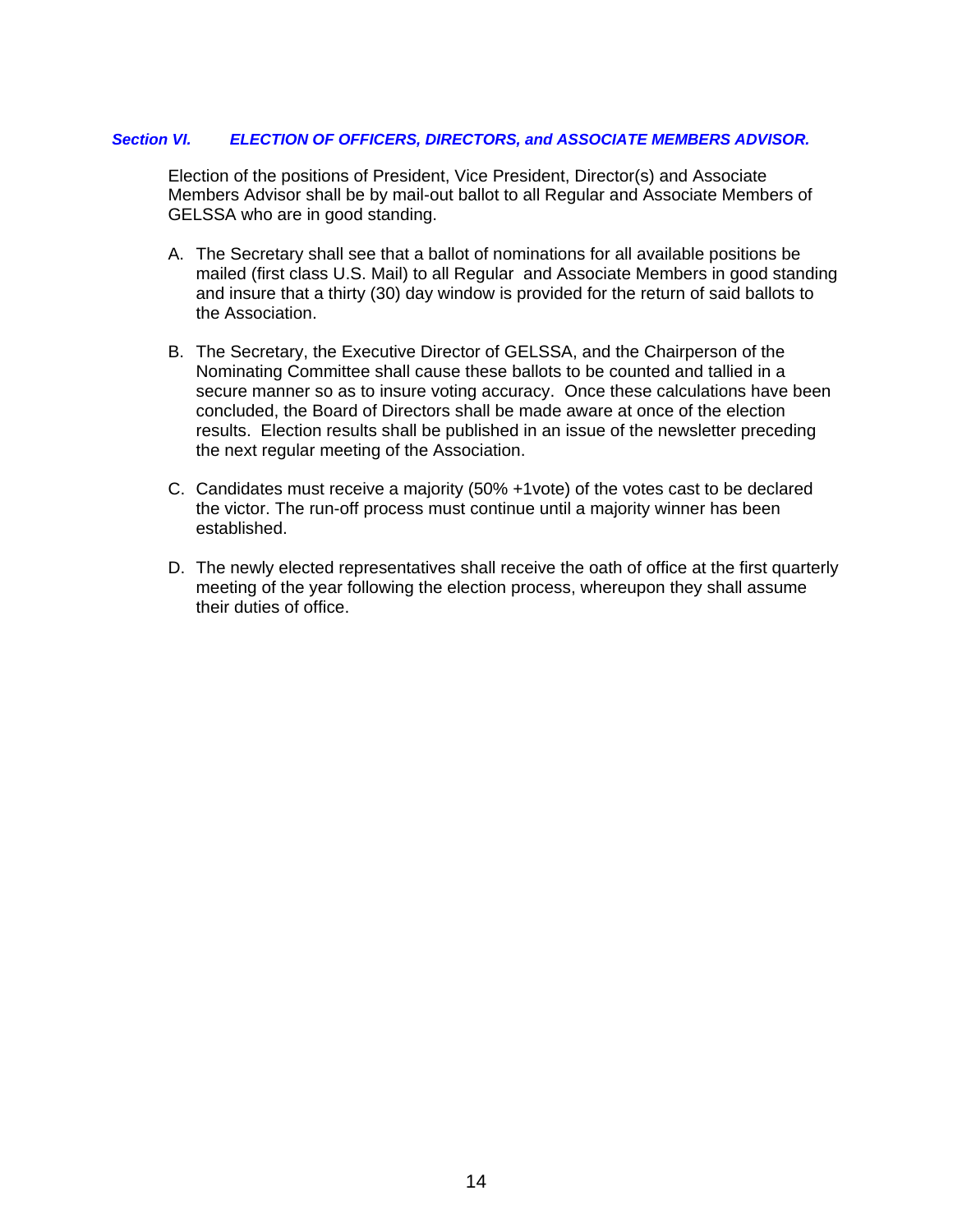### *Section VI. ELECTION OF OFFICERS, DIRECTORS, and ASSOCIATE MEMBERS ADVISOR.*

Election of the positions of President, Vice President, Director(s) and Associate Members Advisor shall be by mail-out ballot to all Regular and Associate Members of GELSSA who are in good standing.

A. The Secretary shall see that a ballot of nominations for all available positions be mailed (first class U.S. Mail) to all Regular and Associate Members in good standing and insure that a thirty (30) day window is provided for the return of said ballots to the Association.

B. The Secretary, the Executive Director of GELSSA, and the Chairperson of the Nominating Committee shall cause these ballots to be counted and tallied in a secure manner so as to insure voting accuracy. Once these calculations have been concluded, the Board of Directors shall be made aware at once of the election results. Election results shall be published in an issue of the newsletter preceding the next regular meeting of the Association.

C. Candidates must receive a majority (50% +1vote) of the votes cast to be declared the victor. The run-off process must continue until a majority winner has been established.

D. The newly elected representatives shall receive the oath of office at the first quarterly meeting of the year following the election process, whereupon they shall assume their duties of office.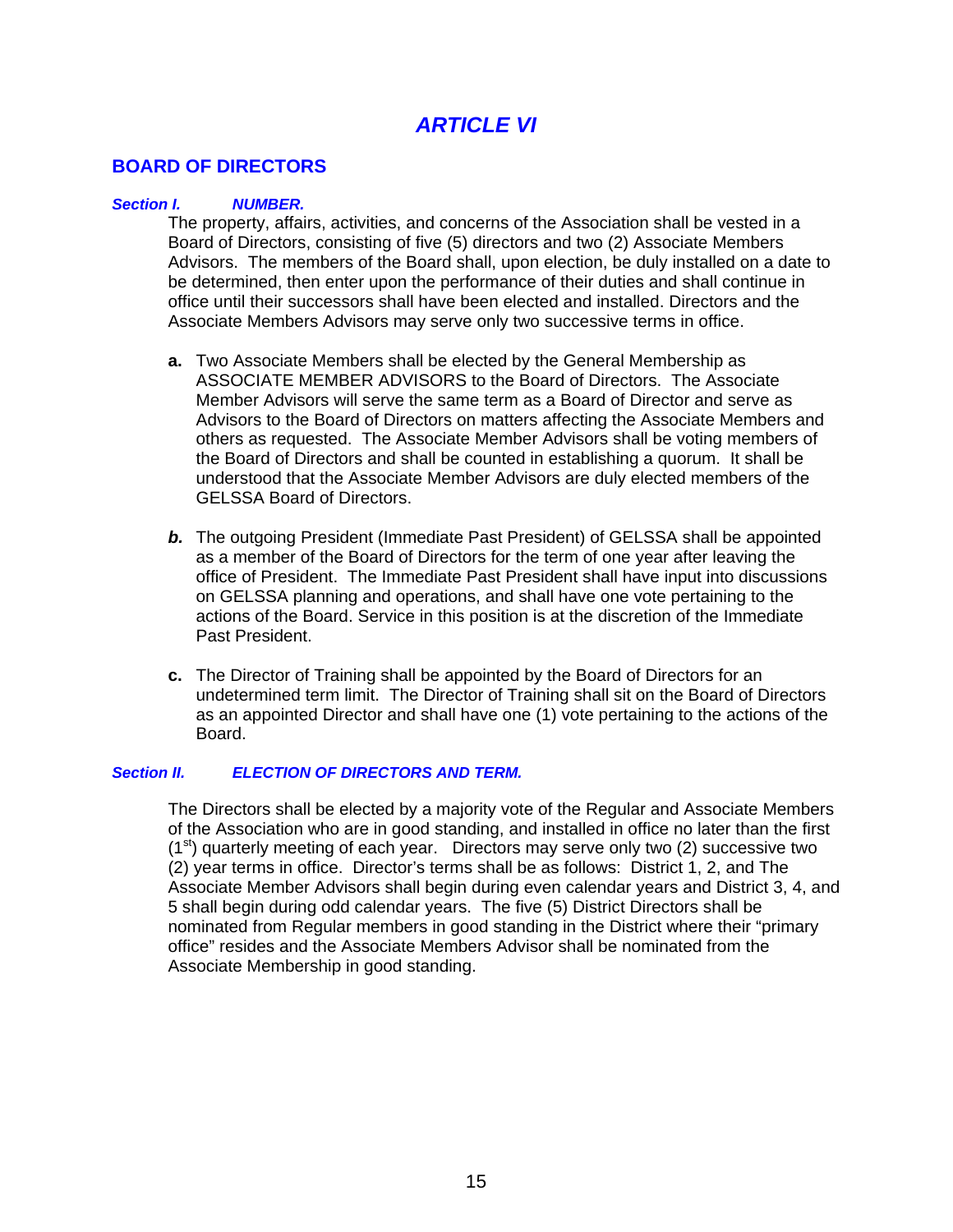# *ARTICLE VI*

## BOARD OF DIRECTORS

***Section I. NUMBER.***

The property, affairs, activities, and concerns of the Association shall be vested in a Board of Directors, consisting of five (5) directors and two (2) Associate Members Advisors. The members of the Board shall, upon election, be duly installed on a date to be determined, then enter upon the performance of their duties and shall continue in office until their successors shall have been elected and installed. Directors and the Associate Members Advisors may serve only two successive terms in office.

**a.** Two Associate Members shall be elected by the General Membership as ASSOCIATE MEMBER ADVISORS to the Board of Directors. The Associate Member Advisors will serve the same term as a Board of Director and serve as Advisors to the Board of Directors on matters affecting the Associate Members and others as requested. The Associate Member Advisors shall be voting members of the Board of Directors and shall be counted in establishing a quorum. It shall be understood that the Associate Member Advisors are duly elected members of the GELSSA Board of Directors.

***b.*** The outgoing President (Immediate Past President) of GELSSA shall be appointed as a member of the Board of Directors for the term of one year after leaving the office of President. The Immediate Past President shall have input into discussions on GELSSA planning and operations, and shall have one vote pertaining to the actions of the Board. Service in this position is at the discretion of the Immediate Past President.

**c.** The Director of Training shall be appointed by the Board of Directors for an undetermined term limit. The Director of Training shall sit on the Board of Directors as an appointed Director and shall have one (1) vote pertaining to the actions of the Board.

***Section II. ELECTION OF DIRECTORS AND TERM.***

The Directors shall be elected by a majority vote of the Regular and Associate Members of the Association who are in good standing, and installed in office no later than the first (1st) quarterly meeting of each year. Directors may serve only two (2) successive two (2) year terms in office. Director's terms shall be as follows: District 1, 2, and The Associate Member Advisors shall begin during even calendar years and District 3, 4, and 5 shall begin during odd calendar years. The five (5) District Directors shall be nominated from Regular members in good standing in the District where their "primary office" resides and the Associate Members Advisor shall be nominated from the Associate Membership in good standing.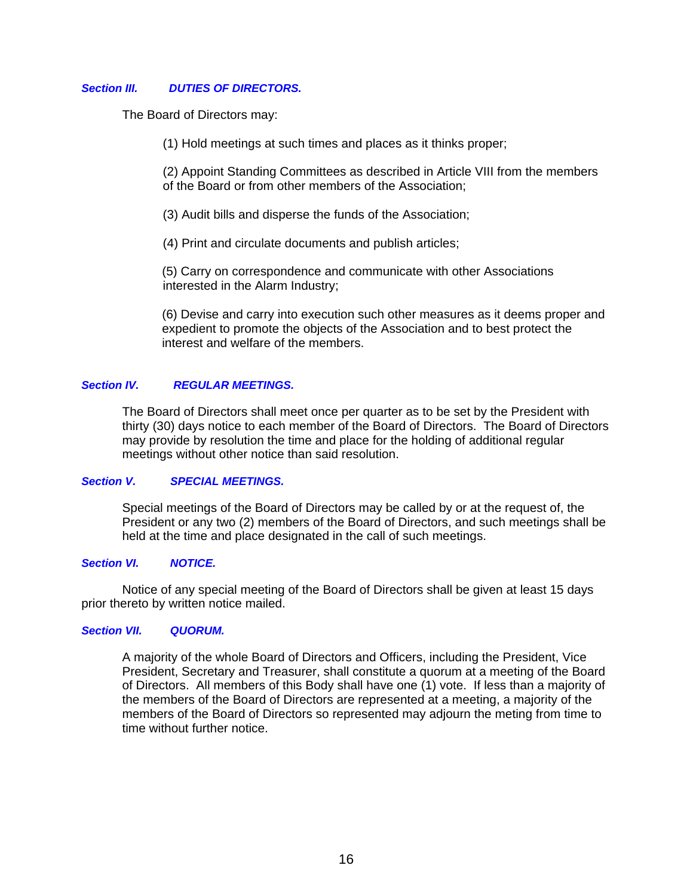### *Section III. DUTIES OF DIRECTORS.*

The Board of Directors may:

(1) Hold meetings at such times and places as it thinks proper;

(2) Appoint Standing Committees as described in Article VIII from the members of the Board or from other members of the Association;

(3) Audit bills and disperse the funds of the Association;

(4) Print and circulate documents and publish articles;

(5) Carry on correspondence and communicate with other Associations interested in the Alarm Industry;

(6) Devise and carry into execution such other measures as it deems proper and expedient to promote the objects of the Association and to best protect the interest and welfare of the members.

### *Section IV. REGULAR MEETINGS.*

The Board of Directors shall meet once per quarter as to be set by the President with thirty (30) days notice to each member of the Board of Directors. The Board of Directors may provide by resolution the time and place for the holding of additional regular meetings without other notice than said resolution.

### *Section V. SPECIAL MEETINGS.*

Special meetings of the Board of Directors may be called by or at the request of, the President or any two (2) members of the Board of Directors, and such meetings shall be held at the time and place designated in the call of such meetings.

### *Section VI. NOTICE.*

Notice of any special meeting of the Board of Directors shall be given at least 15 days prior thereto by written notice mailed.

### *Section VII. QUORUM.*

A majority of the whole Board of Directors and Officers, including the President, Vice President, Secretary and Treasurer, shall constitute a quorum at a meeting of the Board of Directors. All members of this Body shall have one (1) vote. If less than a majority of the members of the Board of Directors are represented at a meeting, a majority of the members of the Board of Directors so represented may adjourn the meting from time to time without further notice.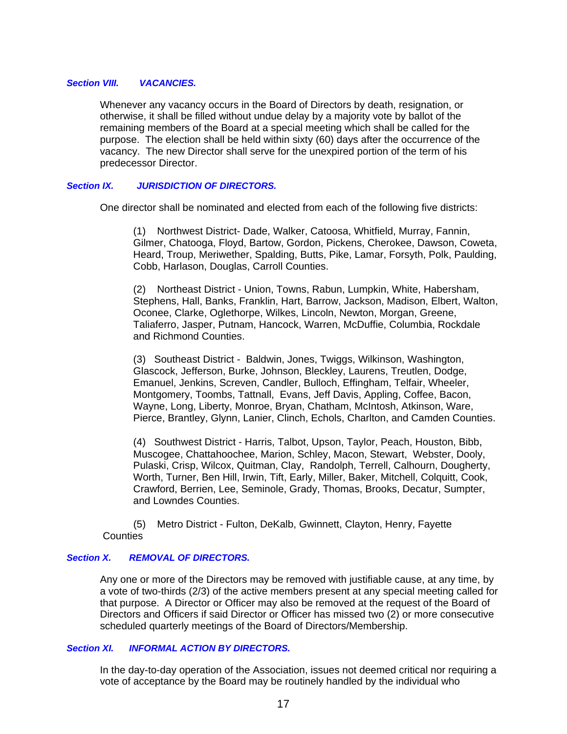### *Section VIII. VACANCIES.*

Whenever any vacancy occurs in the Board of Directors by death, resignation, or otherwise, it shall be filled without undue delay by a majority vote by ballot of the remaining members of the Board at a special meeting which shall be called for the purpose. The election shall be held within sixty (60) days after the occurrence of the vacancy. The new Director shall serve for the unexpired portion of the term of his predecessor Director.

### *Section IX. JURISDICTION OF DIRECTORS.*

One director shall be nominated and elected from each of the following five districts:

(1) Northwest District- Dade, Walker, Catoosa, Whitfield, Murray, Fannin, Gilmer, Chatooga, Floyd, Bartow, Gordon, Pickens, Cherokee, Dawson, Coweta, Heard, Troup, Meriwether, Spalding, Butts, Pike, Lamar, Forsyth, Polk, Paulding, Cobb, Harlason, Douglas, Carroll Counties.

(2) Northeast District - Union, Towns, Rabun, Lumpkin, White, Habersham, Stephens, Hall, Banks, Franklin, Hart, Barrow, Jackson, Madison, Elbert, Walton, Oconee, Clarke, Oglethorpe, Wilkes, Lincoln, Newton, Morgan, Greene, Taliaferro, Jasper, Putnam, Hancock, Warren, McDuffie, Columbia, Rockdale and Richmond Counties.

(3) Southeast District - Baldwin, Jones, Twiggs, Wilkinson, Washington, Glascock, Jefferson, Burke, Johnson, Bleckley, Laurens, Treutlen, Dodge, Emanuel, Jenkins, Screven, Candler, Bulloch, Effingham, Telfair, Wheeler, Montgomery, Toombs, Tattnall, Evans, Jeff Davis, Appling, Coffee, Bacon, Wayne, Long, Liberty, Monroe, Bryan, Chatham, McIntosh, Atkinson, Ware, Pierce, Brantley, Glynn, Lanier, Clinch, Echols, Charlton, and Camden Counties.

(4) Southwest District - Harris, Talbot, Upson, Taylor, Peach, Houston, Bibb, Muscogee, Chattahoochee, Marion, Schley, Macon, Stewart, Webster, Dooly, Pulaski, Crisp, Wilcox, Quitman, Clay, Randolph, Terrell, Calhourn, Dougherty, Worth, Turner, Ben Hill, Irwin, Tift, Early, Miller, Baker, Mitchell, Colquitt, Cook, Crawford, Berrien, Lee, Seminole, Grady, Thomas, Brooks, Decatur, Sumpter, and Lowndes Counties.

(5) Metro District - Fulton, DeKalb, Gwinnett, Clayton, Henry, Fayette Counties

### *Section X. REMOVAL OF DIRECTORS.*

Any one or more of the Directors may be removed with justifiable cause, at any time, by a vote of two-thirds (2/3) of the active members present at any special meeting called for that purpose. A Director or Officer may also be removed at the request of the Board of Directors and Officers if said Director or Officer has missed two (2) or more consecutive scheduled quarterly meetings of the Board of Directors/Membership.

### *Section XI. INFORMAL ACTION BY DIRECTORS.*

In the day-to-day operation of the Association, issues not deemed critical nor requiring a vote of acceptance by the Board may be routinely handled by the individual who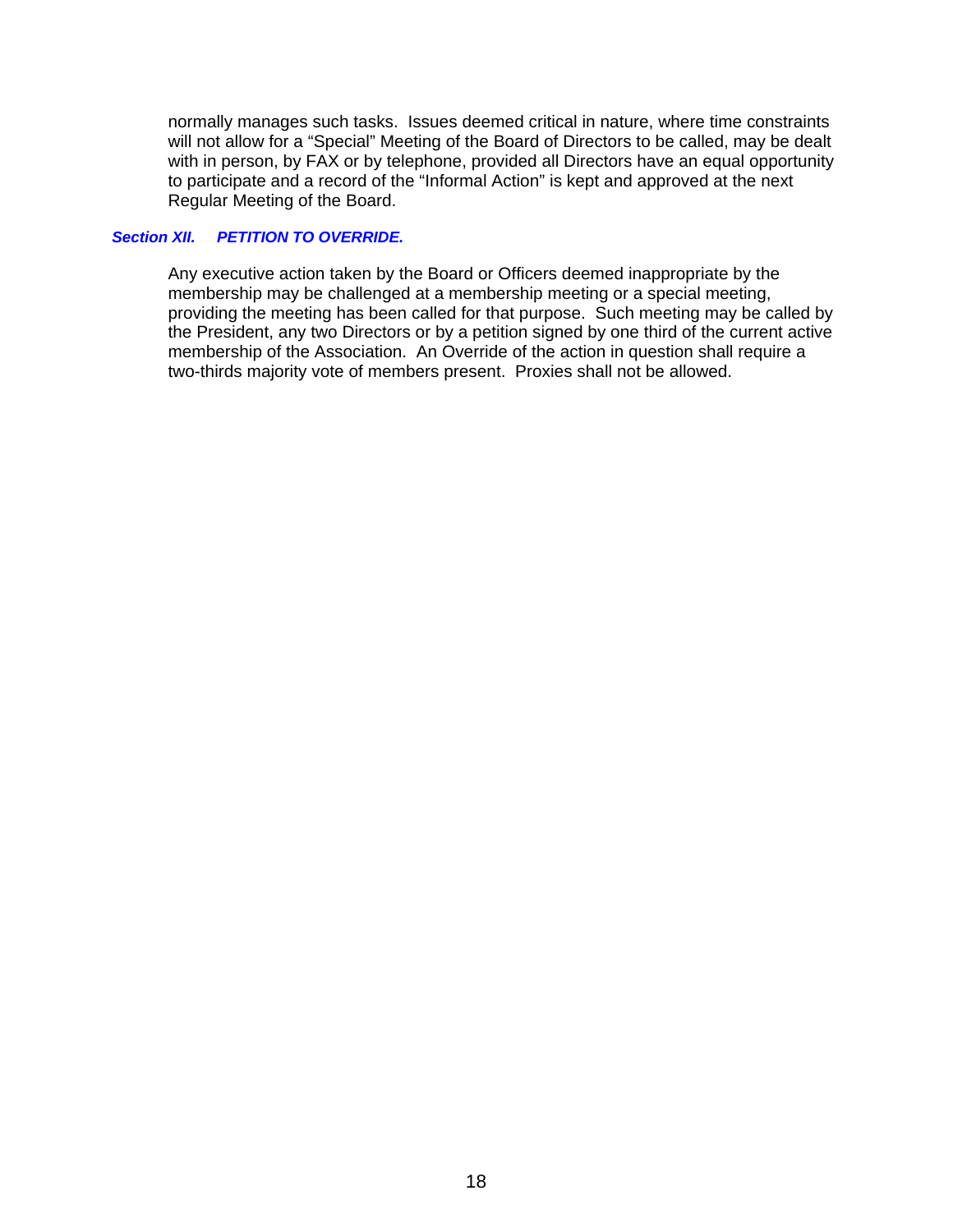normally manages such tasks. Issues deemed critical in nature, where time constraints will not allow for a "Special" Meeting of the Board of Directors to be called, may be dealt with in person, by FAX or by telephone, provided all Directors have an equal opportunity to participate and a record of the "Informal Action" is kept and approved at the next Regular Meeting of the Board.

### *Section XII. PETITION TO OVERRIDE.*

Any executive action taken by the Board or Officers deemed inappropriate by the membership may be challenged at a membership meeting or a special meeting, providing the meeting has been called for that purpose. Such meeting may be called by the President, any two Directors or by a petition signed by one third of the current active membership of the Association. An Override of the action in question shall require a two-thirds majority vote of members present. Proxies shall not be allowed.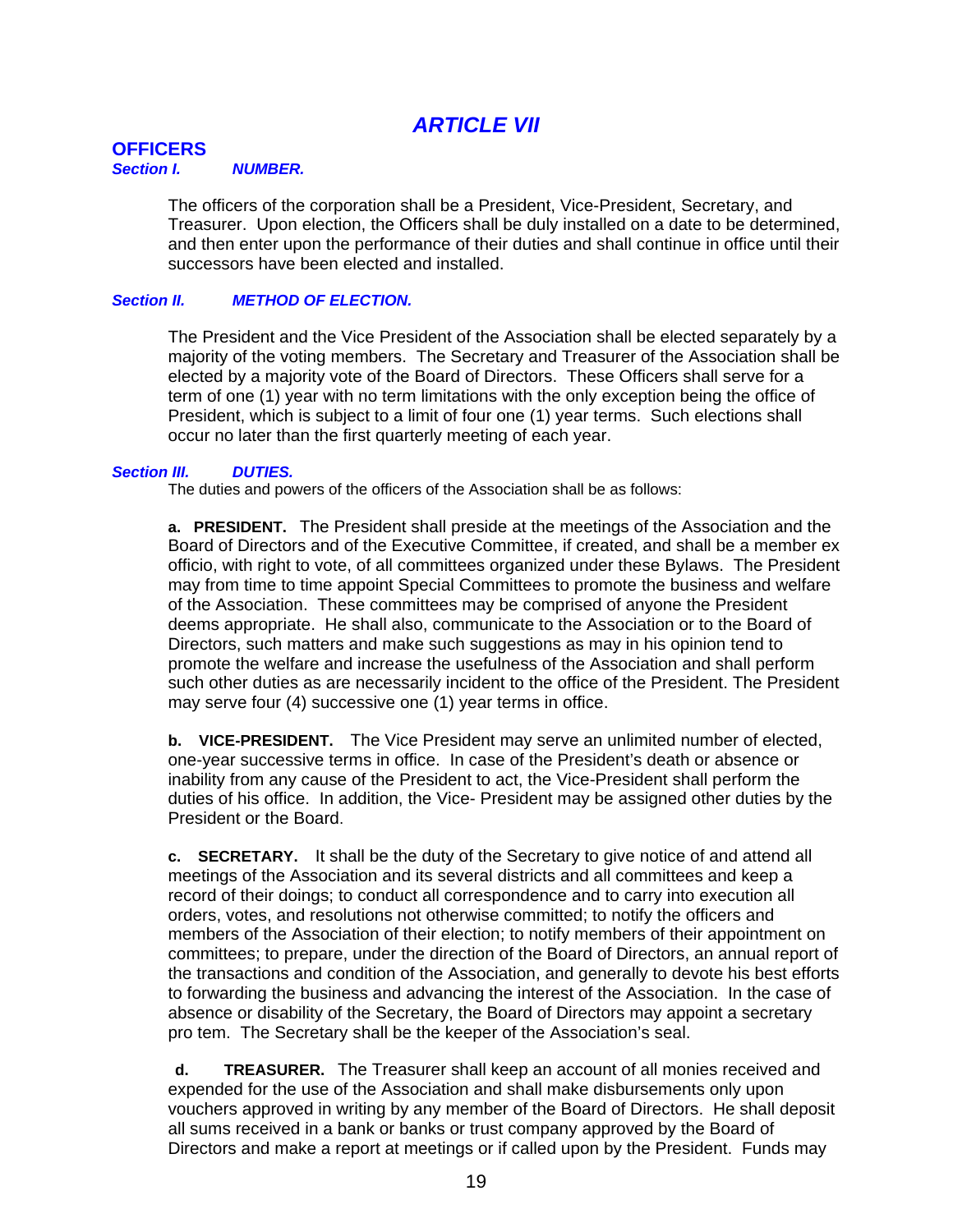# *ARTICLE VII*

## OFFICERS

### *Section I. NUMBER.*

The officers of the corporation shall be a President, Vice-President, Secretary, and Treasurer. Upon election, the Officers shall be duly installed on a date to be determined, and then enter upon the performance of their duties and shall continue in office until their successors have been elected and installed.

### *Section II. METHOD OF ELECTION.*

The President and the Vice President of the Association shall be elected separately by a majority of the voting members. The Secretary and Treasurer of the Association shall be elected by a majority vote of the Board of Directors. These Officers shall serve for a term of one (1) year with no term limitations with the only exception being the office of President, which is subject to a limit of four one (1) year terms. Such elections shall occur no later than the first quarterly meeting of each year.

### *Section III. DUTIES.*

The duties and powers of the officers of the Association shall be as follows:

**a. PRESIDENT.** The President shall preside at the meetings of the Association and the Board of Directors and of the Executive Committee, if created, and shall be a member ex officio, with right to vote, of all committees organized under these Bylaws. The President may from time to time appoint Special Committees to promote the business and welfare of the Association. These committees may be comprised of anyone the President deems appropriate. He shall also, communicate to the Association or to the Board of Directors, such matters and make such suggestions as may in his opinion tend to promote the welfare and increase the usefulness of the Association and shall perform such other duties as are necessarily incident to the office of the President. The President may serve four (4) successive one (1) year terms in office.

**b. VICE-PRESIDENT.** The Vice President may serve an unlimited number of elected, one-year successive terms in office. In case of the President's death or absence or inability from any cause of the President to act, the Vice-President shall perform the duties of his office. In addition, the Vice- President may be assigned other duties by the President or the Board.

**c. SECRETARY.** It shall be the duty of the Secretary to give notice of and attend all meetings of the Association and its several districts and all committees and keep a record of their doings; to conduct all correspondence and to carry into execution all orders, votes, and resolutions not otherwise committed; to notify the officers and members of the Association of their election; to notify members of their appointment on committees; to prepare, under the direction of the Board of Directors, an annual report of the transactions and condition of the Association, and generally to devote his best efforts to forwarding the business and advancing the interest of the Association. In the case of absence or disability of the Secretary, the Board of Directors may appoint a secretary pro tem. The Secretary shall be the keeper of the Association's seal.

**d. TREASURER.** The Treasurer shall keep an account of all monies received and expended for the use of the Association and shall make disbursements only upon vouchers approved in writing by any member of the Board of Directors. He shall deposit all sums received in a bank or banks or trust company approved by the Board of Directors and make a report at meetings or if called upon by the President. Funds may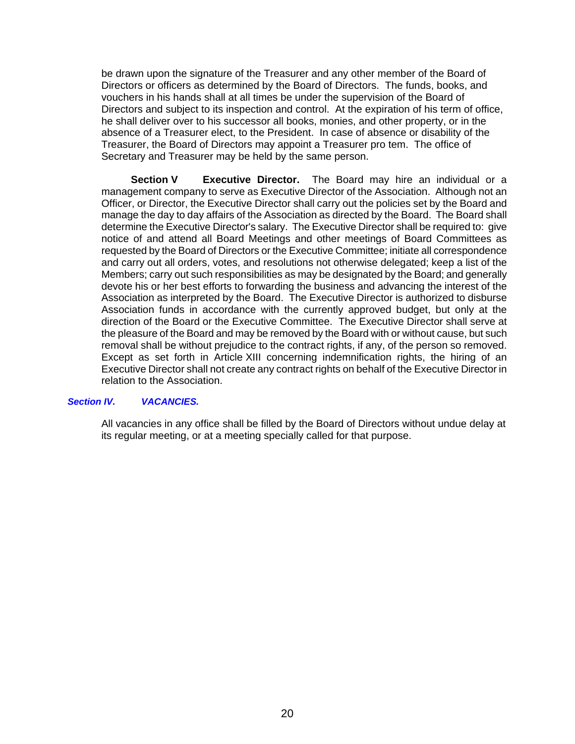be drawn upon the signature of the Treasurer and any other member of the Board of Directors or officers as determined by the Board of Directors. The funds, books, and vouchers in his hands shall at all times be under the supervision of the Board of Directors and subject to its inspection and control. At the expiration of his term of office, he shall deliver over to his successor all books, monies, and other property, or in the absence of a Treasurer elect, to the President. In case of absence or disability of the Treasurer, the Board of Directors may appoint a Treasurer pro tem. The office of Secretary and Treasurer may be held by the same person.

**Section V Executive Director.** The Board may hire an individual or a management company to serve as Executive Director of the Association. Although not an Officer, or Director, the Executive Director shall carry out the policies set by the Board and manage the day to day affairs of the Association as directed by the Board. The Board shall determine the Executive Director's salary. The Executive Director shall be required to: give notice of and attend all Board Meetings and other meetings of Board Committees as requested by the Board of Directors or the Executive Committee; initiate all correspondence and carry out all orders, votes, and resolutions not otherwise delegated; keep a list of the Members; carry out such responsibilities as may be designated by the Board; and generally devote his or her best efforts to forwarding the business and advancing the interest of the Association as interpreted by the Board. The Executive Director is authorized to disburse Association funds in accordance with the currently approved budget, but only at the direction of the Board or the Executive Committee. The Executive Director shall serve at the pleasure of the Board and may be removed by the Board with or without cause, but such removal shall be without prejudice to the contract rights, if any, of the person so removed. Except as set forth in Article XIII concerning indemnification rights, the hiring of an Executive Director shall not create any contract rights on behalf of the Executive Director in relation to the Association.

### *Section IV. VACANCIES.*

All vacancies in any office shall be filled by the Board of Directors without undue delay at its regular meeting, or at a meeting specially called for that purpose.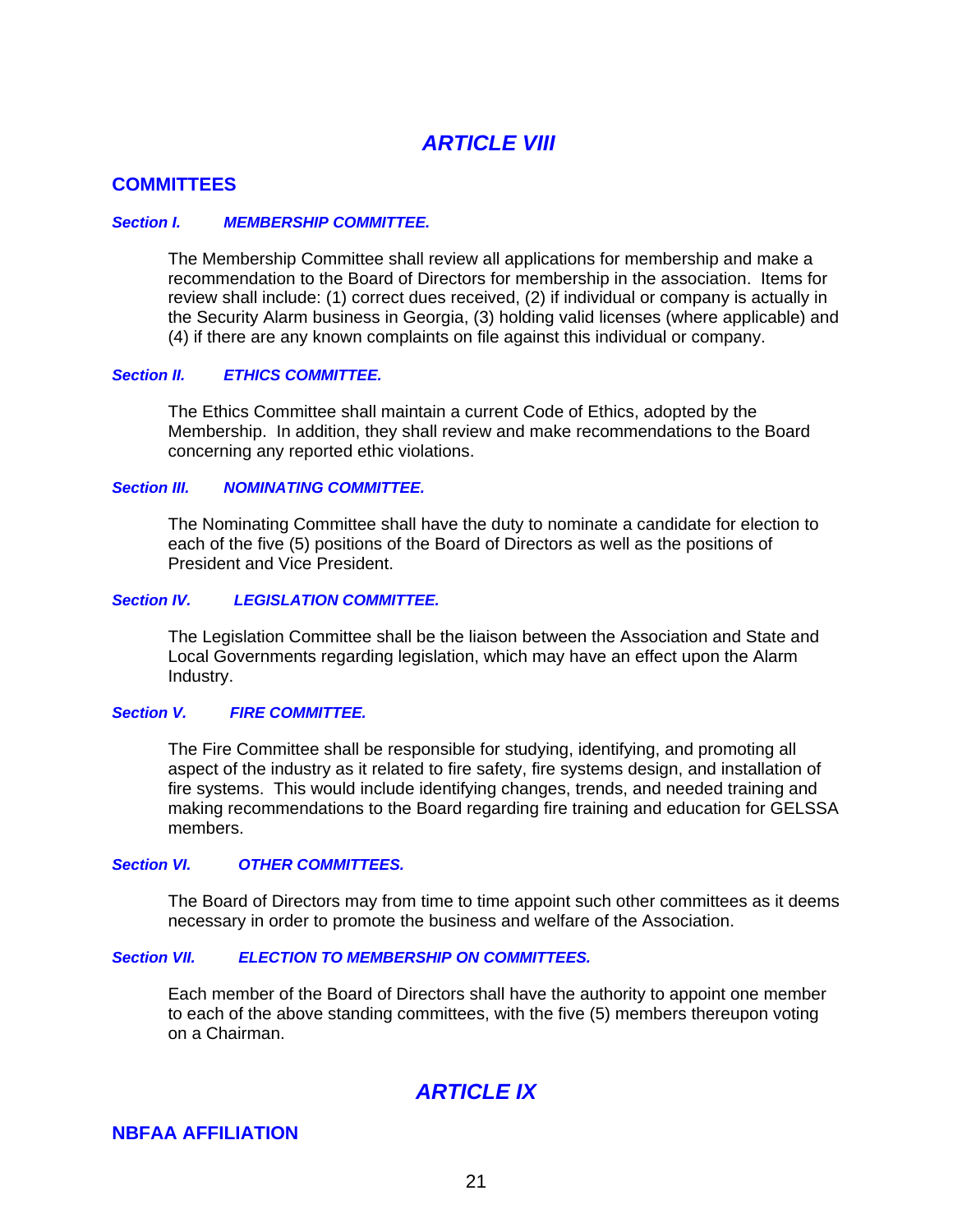# *ARTICLE VIII*

## COMMITTEES

***Section I. MEMBERSHIP COMMITTEE.***

The Membership Committee shall review all applications for membership and make a recommendation to the Board of Directors for membership in the association. Items for review shall include: (1) correct dues received, (2) if individual or company is actually in the Security Alarm business in Georgia, (3) holding valid licenses (where applicable) and (4) if there are any known complaints on file against this individual or company.

***Section II. ETHICS COMMITTEE.***

The Ethics Committee shall maintain a current Code of Ethics, adopted by the Membership. In addition, they shall review and make recommendations to the Board concerning any reported ethic violations.

***Section III. NOMINATING COMMITTEE.***

The Nominating Committee shall have the duty to nominate a candidate for election to each of the five (5) positions of the Board of Directors as well as the positions of President and Vice President.

***Section IV. LEGISLATION COMMITTEE.***

The Legislation Committee shall be the liaison between the Association and State and Local Governments regarding legislation, which may have an effect upon the Alarm Industry.

***Section V. FIRE COMMITTEE.***

The Fire Committee shall be responsible for studying, identifying, and promoting all aspect of the industry as it related to fire safety, fire systems design, and installation of fire systems. This would include identifying changes, trends, and needed training and making recommendations to the Board regarding fire training and education for GELSSA members.

***Section VI. OTHER COMMITTEES.***

The Board of Directors may from time to time appoint such other committees as it deems necessary in order to promote the business and welfare of the Association.

***Section VII. ELECTION TO MEMBERSHIP ON COMMITTEES.***

Each member of the Board of Directors shall have the authority to appoint one member to each of the above standing committees, with the five (5) members thereupon voting on a Chairman.

# *ARTICLE IX*

## NBFAA AFFILIATION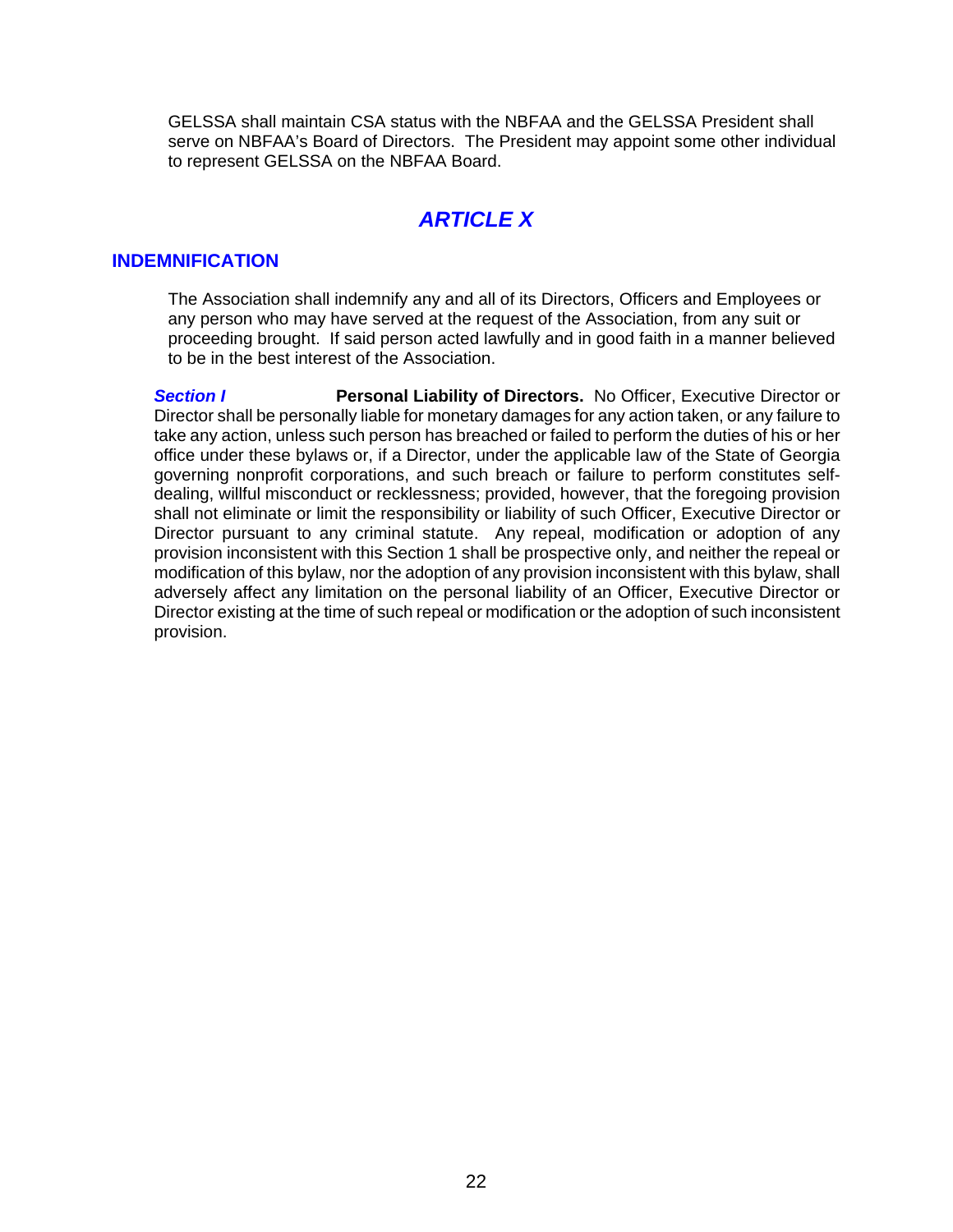GELSSA shall maintain CSA status with the NBFAA and the GELSSA President shall serve on NBFAA's Board of Directors. The President may appoint some other individual to represent GELSSA on the NBFAA Board.

# *ARTICLE X*

## INDEMNIFICATION

The Association shall indemnify any and all of its Directors, Officers and Employees or any person who may have served at the request of the Association, from any suit or proceeding brought. If said person acted lawfully and in good faith in a manner believed to be in the best interest of the Association.

***Section I*** **Personal Liability of Directors.** No Officer, Executive Director or Director shall be personally liable for monetary damages for any action taken, or any failure to take any action, unless such person has breached or failed to perform the duties of his or her office under these bylaws or, if a Director, under the applicable law of the State of Georgia governing nonprofit corporations, and such breach or failure to perform constitutes self-dealing, willful misconduct or recklessness; provided, however, that the foregoing provision shall not eliminate or limit the responsibility or liability of such Officer, Executive Director or Director pursuant to any criminal statute. Any repeal, modification or adoption of any provision inconsistent with this Section 1 shall be prospective only, and neither the repeal or modification of this bylaw, nor the adoption of any provision inconsistent with this bylaw, shall adversely affect any limitation on the personal liability of an Officer, Executive Director or Director existing at the time of such repeal or modification or the adoption of such inconsistent provision.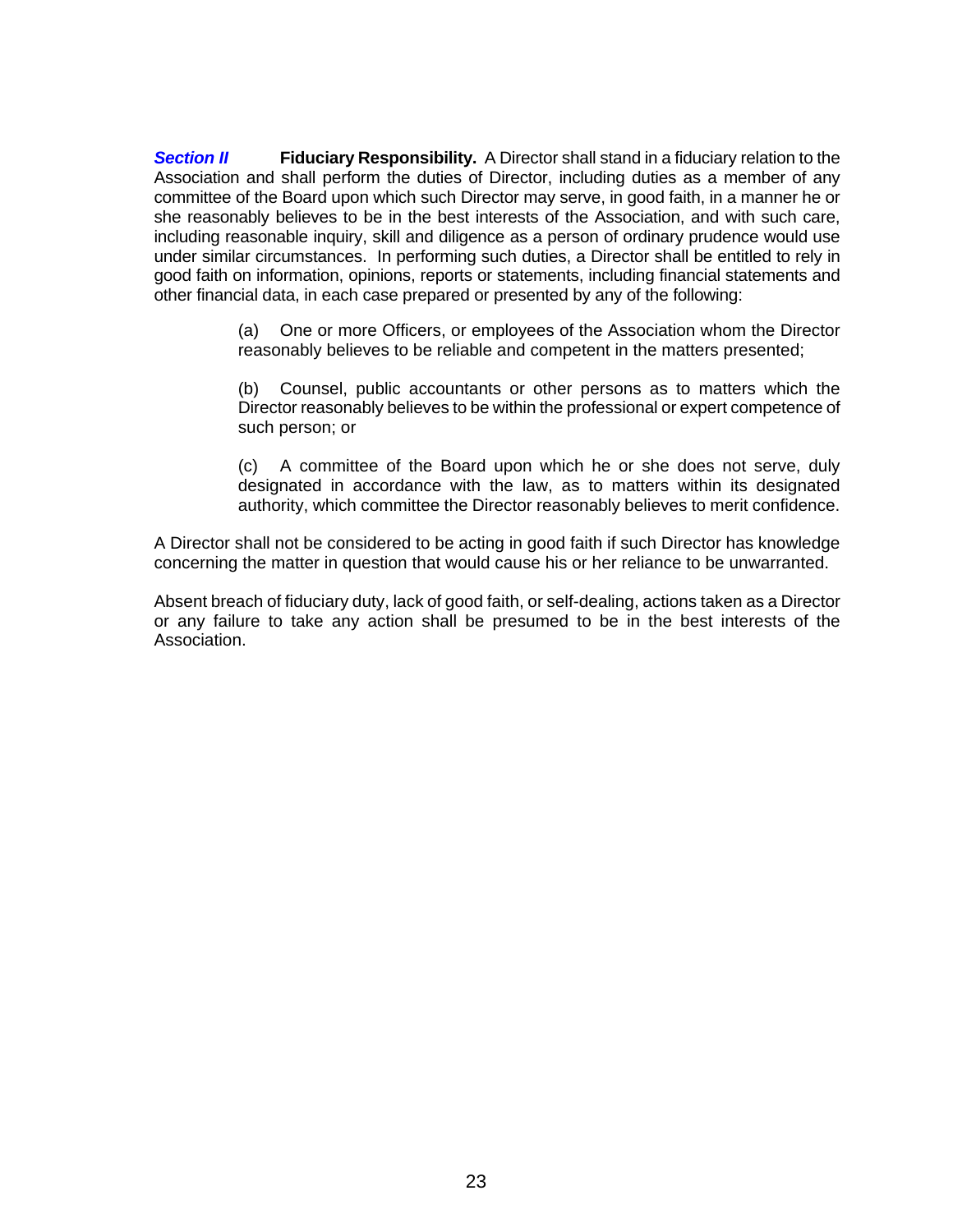***Section II*** **Fiduciary Responsibility.** A Director shall stand in a fiduciary relation to the Association and shall perform the duties of Director, including duties as a member of any committee of the Board upon which such Director may serve, in good faith, in a manner he or she reasonably believes to be in the best interests of the Association, and with such care, including reasonable inquiry, skill and diligence as a person of ordinary prudence would use under similar circumstances. In performing such duties, a Director shall be entitled to rely in good faith on information, opinions, reports or statements, including financial statements and other financial data, in each case prepared or presented by any of the following:

(a) One or more Officers, or employees of the Association whom the Director reasonably believes to be reliable and competent in the matters presented;

(b) Counsel, public accountants or other persons as to matters which the Director reasonably believes to be within the professional or expert competence of such person; or

(c) A committee of the Board upon which he or she does not serve, duly designated in accordance with the law, as to matters within its designated authority, which committee the Director reasonably believes to merit confidence.

A Director shall not be considered to be acting in good faith if such Director has knowledge concerning the matter in question that would cause his or her reliance to be unwarranted.

Absent breach of fiduciary duty, lack of good faith, or self-dealing, actions taken as a Director or any failure to take any action shall be presumed to be in the best interests of the Association.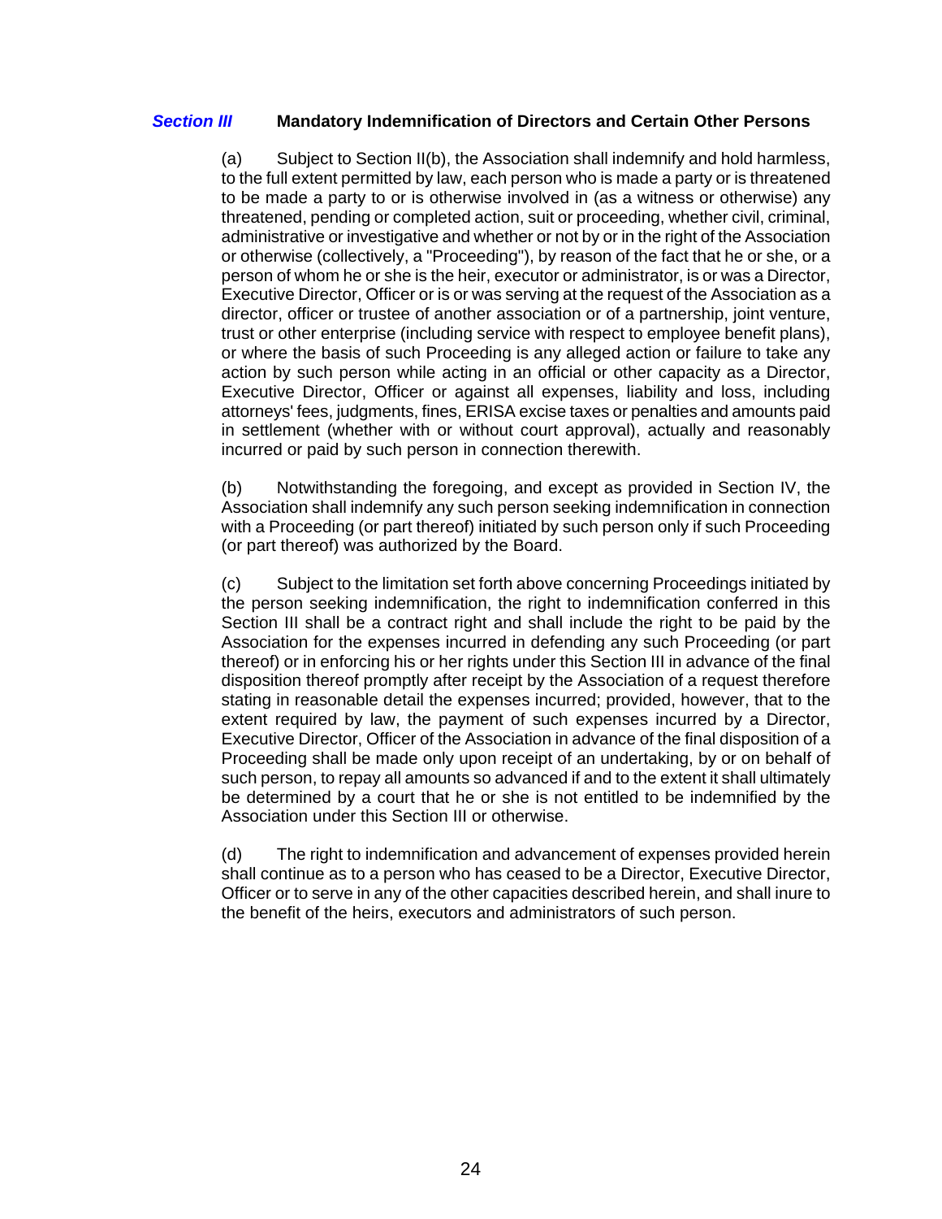## *Section III* Mandatory Indemnification of Directors and Certain Other Persons

(a) Subject to Section II(b), the Association shall indemnify and hold harmless, to the full extent permitted by law, each person who is made a party or is threatened to be made a party to or is otherwise involved in (as a witness or otherwise) any threatened, pending or completed action, suit or proceeding, whether civil, criminal, administrative or investigative and whether or not by or in the right of the Association or otherwise (collectively, a "Proceeding"), by reason of the fact that he or she, or a person of whom he or she is the heir, executor or administrator, is or was a Director, Executive Director, Officer or is or was serving at the request of the Association as a director, officer or trustee of another association or of a partnership, joint venture, trust or other enterprise (including service with respect to employee benefit plans), or where the basis of such Proceeding is any alleged action or failure to take any action by such person while acting in an official or other capacity as a Director, Executive Director, Officer or against all expenses, liability and loss, including attorneys' fees, judgments, fines, ERISA excise taxes or penalties and amounts paid in settlement (whether with or without court approval), actually and reasonably incurred or paid by such person in connection therewith.

(b) Notwithstanding the foregoing, and except as provided in Section IV, the Association shall indemnify any such person seeking indemnification in connection with a Proceeding (or part thereof) initiated by such person only if such Proceeding (or part thereof) was authorized by the Board.

(c) Subject to the limitation set forth above concerning Proceedings initiated by the person seeking indemnification, the right to indemnification conferred in this Section III shall be a contract right and shall include the right to be paid by the Association for the expenses incurred in defending any such Proceeding (or part thereof) or in enforcing his or her rights under this Section III in advance of the final disposition thereof promptly after receipt by the Association of a request therefore stating in reasonable detail the expenses incurred; provided, however, that to the extent required by law, the payment of such expenses incurred by a Director, Executive Director, Officer of the Association in advance of the final disposition of a Proceeding shall be made only upon receipt of an undertaking, by or on behalf of such person, to repay all amounts so advanced if and to the extent it shall ultimately be determined by a court that he or she is not entitled to be indemnified by the Association under this Section III or otherwise.

(d) The right to indemnification and advancement of expenses provided herein shall continue as to a person who has ceased to be a Director, Executive Director, Officer or to serve in any of the other capacities described herein, and shall inure to the benefit of the heirs, executors and administrators of such person.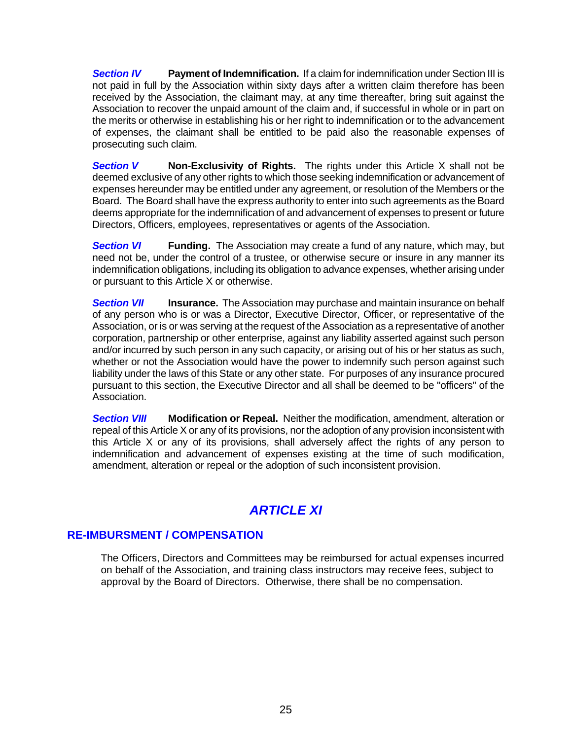***Section IV*** **Payment of Indemnification.** If a claim for indemnification under Section III is not paid in full by the Association within sixty days after a written claim therefore has been received by the Association, the claimant may, at any time thereafter, bring suit against the Association to recover the unpaid amount of the claim and, if successful in whole or in part on the merits or otherwise in establishing his or her right to indemnification or to the advancement of expenses, the claimant shall be entitled to be paid also the reasonable expenses of prosecuting such claim.

***Section V*** **Non-Exclusivity of Rights.** The rights under this Article X shall not be deemed exclusive of any other rights to which those seeking indemnification or advancement of expenses hereunder may be entitled under any agreement, or resolution of the Members or the Board. The Board shall have the express authority to enter into such agreements as the Board deems appropriate for the indemnification of and advancement of expenses to present or future Directors, Officers, employees, representatives or agents of the Association.

***Section VI*** **Funding.** The Association may create a fund of any nature, which may, but need not be, under the control of a trustee, or otherwise secure or insure in any manner its indemnification obligations, including its obligation to advance expenses, whether arising under or pursuant to this Article X or otherwise.

***Section VII*** **Insurance.** The Association may purchase and maintain insurance on behalf of any person who is or was a Director, Executive Director, Officer, or representative of the Association, or is or was serving at the request of the Association as a representative of another corporation, partnership or other enterprise, against any liability asserted against such person and/or incurred by such person in any such capacity, or arising out of his or her status as such, whether or not the Association would have the power to indemnify such person against such liability under the laws of this State or any other state. For purposes of any insurance procured pursuant to this section, the Executive Director and all shall be deemed to be "officers" of the Association.

***Section VIII*** **Modification or Repeal.** Neither the modification, amendment, alteration or repeal of this Article X or any of its provisions, nor the adoption of any provision inconsistent with this Article X or any of its provisions, shall adversely affect the rights of any person to indemnification and advancement of expenses existing at the time of such modification, amendment, alteration or repeal or the adoption of such inconsistent provision.

# *ARTICLE XI*

## RE-IMBURSMENT / COMPENSATION

The Officers, Directors and Committees may be reimbursed for actual expenses incurred on behalf of the Association, and training class instructors may receive fees, subject to approval by the Board of Directors. Otherwise, there shall be no compensation.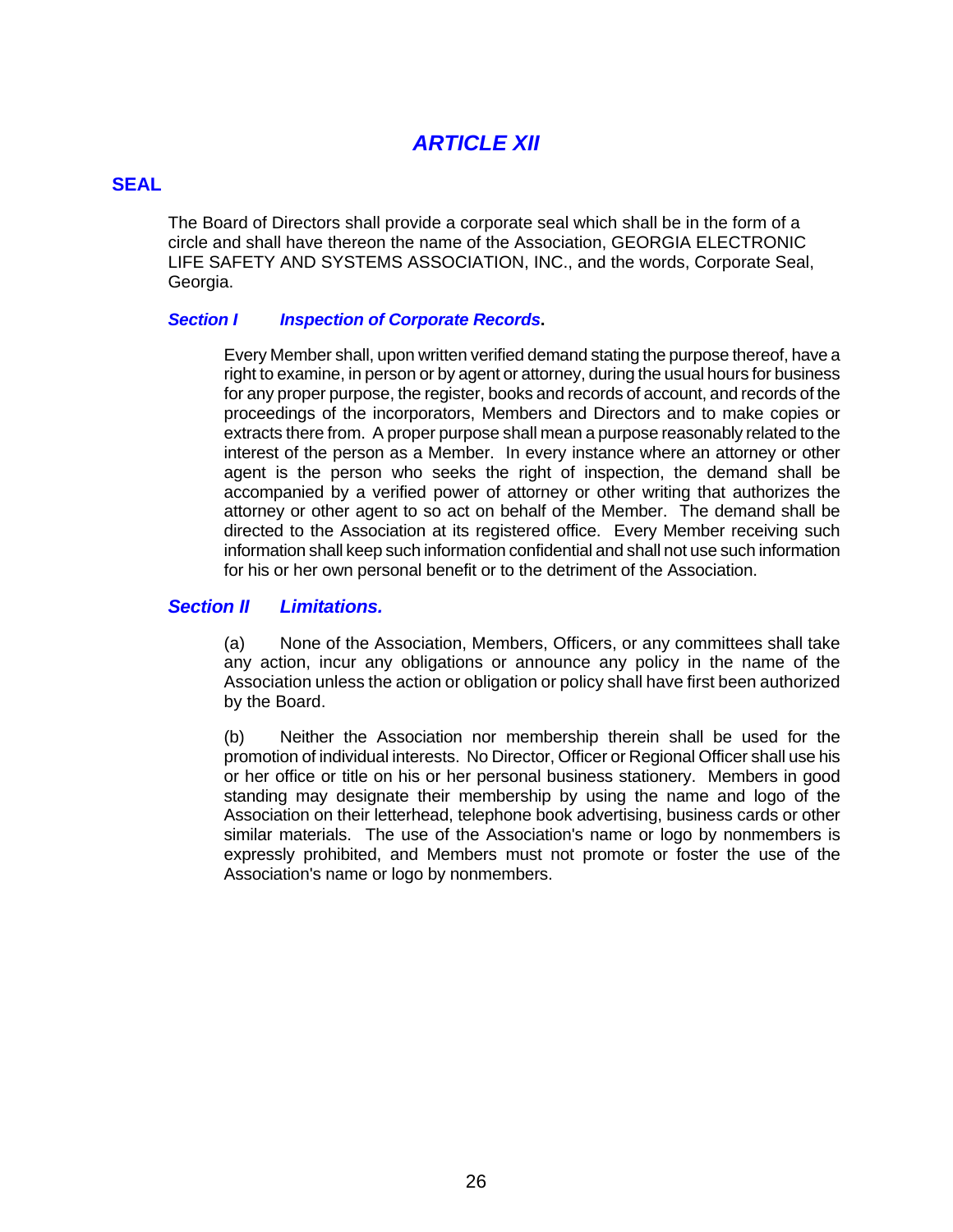# *ARTICLE XII*

## SEAL

The Board of Directors shall provide a corporate seal which shall be in the form of a circle and shall have thereon the name of the Association, GEORGIA ELECTRONIC LIFE SAFETY AND SYSTEMS ASSOCIATION, INC., and the words, Corporate Seal, Georgia.

### *Section I Inspection of Corporate Records*.

Every Member shall, upon written verified demand stating the purpose thereof, have a right to examine, in person or by agent or attorney, during the usual hours for business for any proper purpose, the register, books and records of account, and records of the proceedings of the incorporators, Members and Directors and to make copies or extracts there from. A proper purpose shall mean a purpose reasonably related to the interest of the person as a Member. In every instance where an attorney or other agent is the person who seeks the right of inspection, the demand shall be accompanied by a verified power of attorney or other writing that authorizes the attorney or other agent to so act on behalf of the Member. The demand shall be directed to the Association at its registered office. Every Member receiving such information shall keep such information confidential and shall not use such information for his or her own personal benefit or to the detriment of the Association.

### *Section II Limitations.*

(a) None of the Association, Members, Officers, or any committees shall take any action, incur any obligations or announce any policy in the name of the Association unless the action or obligation or policy shall have first been authorized by the Board.

(b) Neither the Association nor membership therein shall be used for the promotion of individual interests. No Director, Officer or Regional Officer shall use his or her office or title on his or her personal business stationery. Members in good standing may designate their membership by using the name and logo of the Association on their letterhead, telephone book advertising, business cards or other similar materials. The use of the Association's name or logo by nonmembers is expressly prohibited, and Members must not promote or foster the use of the Association's name or logo by nonmembers.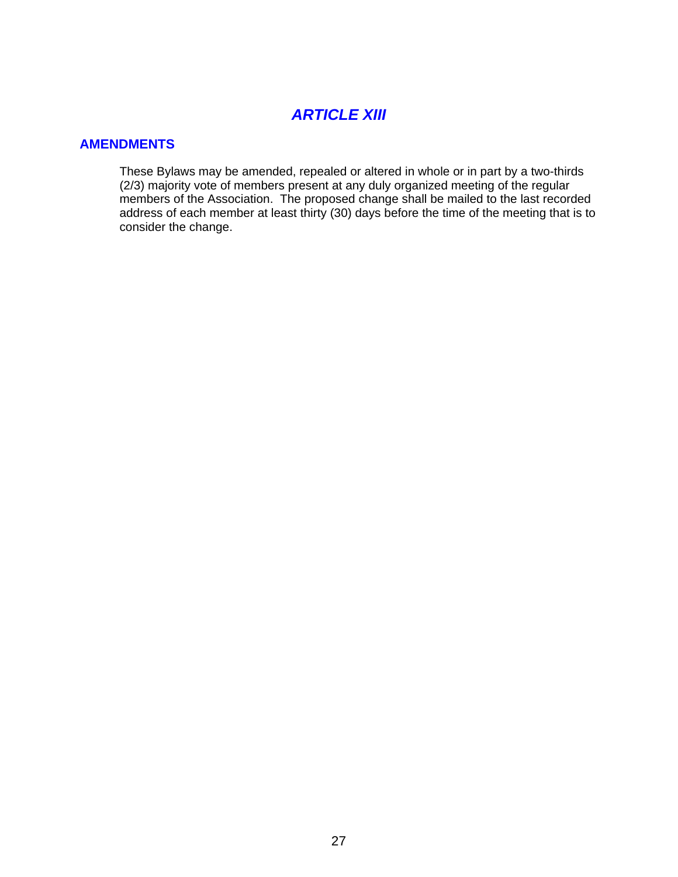# *ARTICLE XIII*

## AMENDMENTS

These Bylaws may be amended, repealed or altered in whole or in part by a two-thirds (2/3) majority vote of members present at any duly organized meeting of the regular members of the Association. The proposed change shall be mailed to the last recorded address of each member at least thirty (30) days before the time of the meeting that is to consider the change.